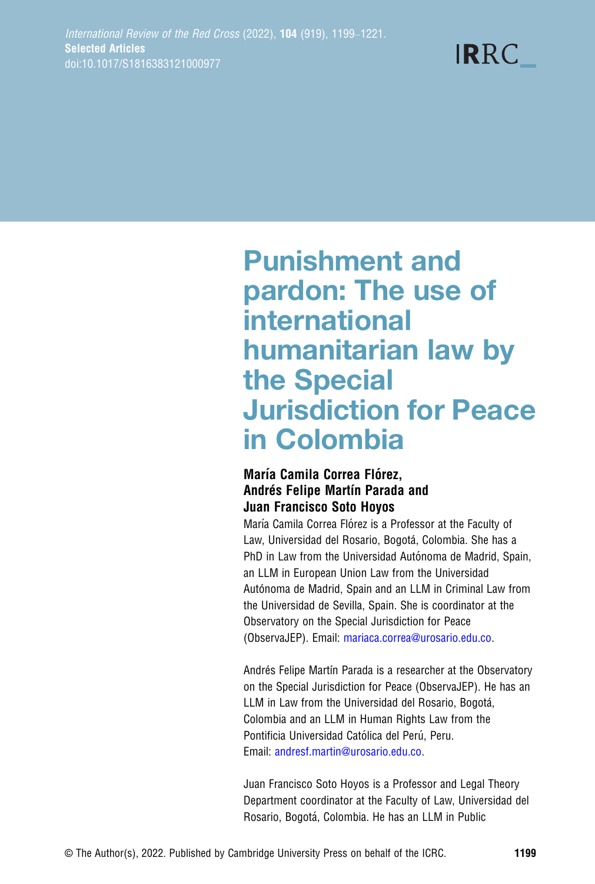# Punishment and pardon: The use of international humanitarian law by the Special Jurisdiction for Peace in Colombia

**María Camila Correa Flórez, Andrés Felipe Martín Parada and Juan Francisco Soto Hoyos**

María Camila Correa Flórez is a Professor at the Faculty of Law, Universidad del Rosario, Bogotá, Colombia. She has a PhD in Law from the Universidad Autónoma de Madrid, Spain, an LLM in European Union Law from the Universidad Autónoma de Madrid, Spain and an LLM in Criminal Law from the Universidad de Sevilla, Spain. She is coordinator at the Observatory on the Special Jurisdiction for Peace (ObservaJEP). Email: mariaca.correa@urosario.edu.co.

Andrés Felipe Martín Parada is a researcher at the Observatory on the Special Jurisdiction for Peace (ObservaJEP). He has an LLM in Law from the Universidad del Rosario, Bogotá, Colombia and an LLM in Human Rights Law from the Pontificia Universidad Católica del Perú, Peru. Email: andresf.martin@urosario.edu.co.

Juan Francisco Soto Hoyos is a Professor and Legal Theory Department coordinator at the Faculty of Law, Universidad del Rosario, Bogotá, Colombia. He has an LLM in Public

© The Author(s), 2022. Published by Cambridge University Press on behalf of the ICRC.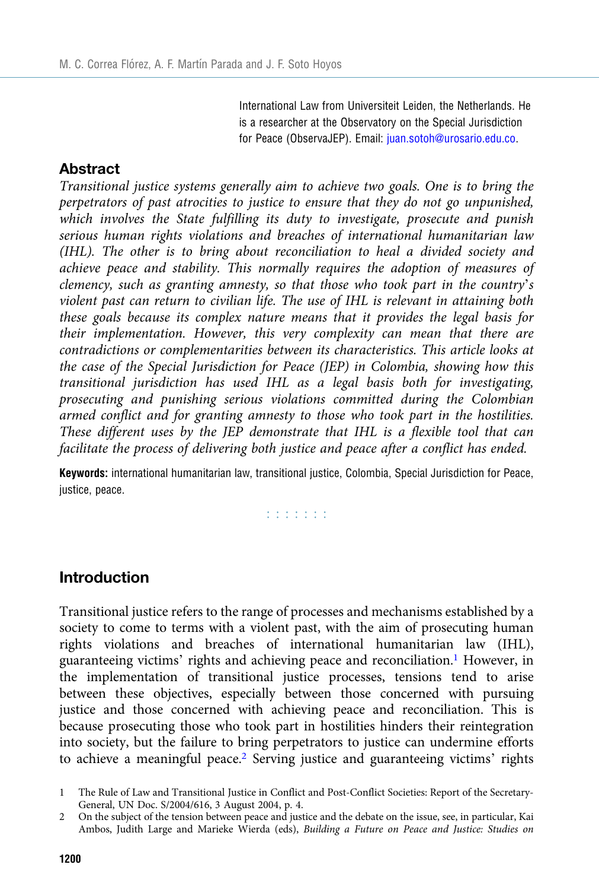International Law from Universiteit Leiden, the Netherlands. He is a researcher at the Observatory on the Special Jurisdiction for Peace (ObservaJEP). Email: juan.sotoh@urosario.edu.co.

## Abstract

*Transitional justice systems generally aim to achieve two goals. One is to bring the perpetrators of past atrocities to justice to ensure that they do not go unpunished, which involves the State fulfilling its duty to investigate, prosecute and punish serious human rights violations and breaches of international humanitarian law (IHL). The other is to bring about reconciliation to heal a divided society and achieve peace and stability. This normally requires the adoption of measures of clemency, such as granting amnesty, so that those who took part in the country's violent past can return to civilian life. The use of IHL is relevant in attaining both these goals because its complex nature means that it provides the legal basis for their implementation. However, this very complexity can mean that there are contradictions or complementarities between its characteristics. This article looks at the case of the Special Jurisdiction for Peace (JEP) in Colombia, showing how this transitional jurisdiction has used IHL as a legal basis both for investigating, prosecuting and punishing serious violations committed during the Colombian armed conflict and for granting amnesty to those who took part in the hostilities. These different uses by the JEP demonstrate that IHL is a flexible tool that can facilitate the process of delivering both justice and peace after a conflict has ended.*

**Keywords:** international humanitarian law, transitional justice, Colombia, Special Jurisdiction for Peace, justice, peace.

## Introduction

Transitional justice refers to the range of processes and mechanisms established by a society to come to terms with a violent past, with the aim of prosecuting human rights violations and breaches of international humanitarian law (IHL), guaranteeing victims' rights and achieving peace and reconciliation.[1] However, in the implementation of transitional justice processes, tensions tend to arise between these objectives, especially between those concerned with pursuing justice and those concerned with achieving peace and reconciliation. This is because prosecuting those who took part in hostilities hinders their reintegration into society, but the failure to bring perpetrators to justice can undermine efforts to achieve a meaningful peace.[2] Serving justice and guaranteeing victims' rights

1 The Rule of Law and Transitional Justice in Conflict and Post-Conflict Societies: Report of the Secretary-General, UN Doc. S/2004/616, 3 August 2004, p. 4.

2 On the subject of the tension between peace and justice and the debate on the issue, see, in particular, Kai Ambos, Judith Large and Marieke Wierda (eds), *Building a Future on Peace and Justice: Studies on*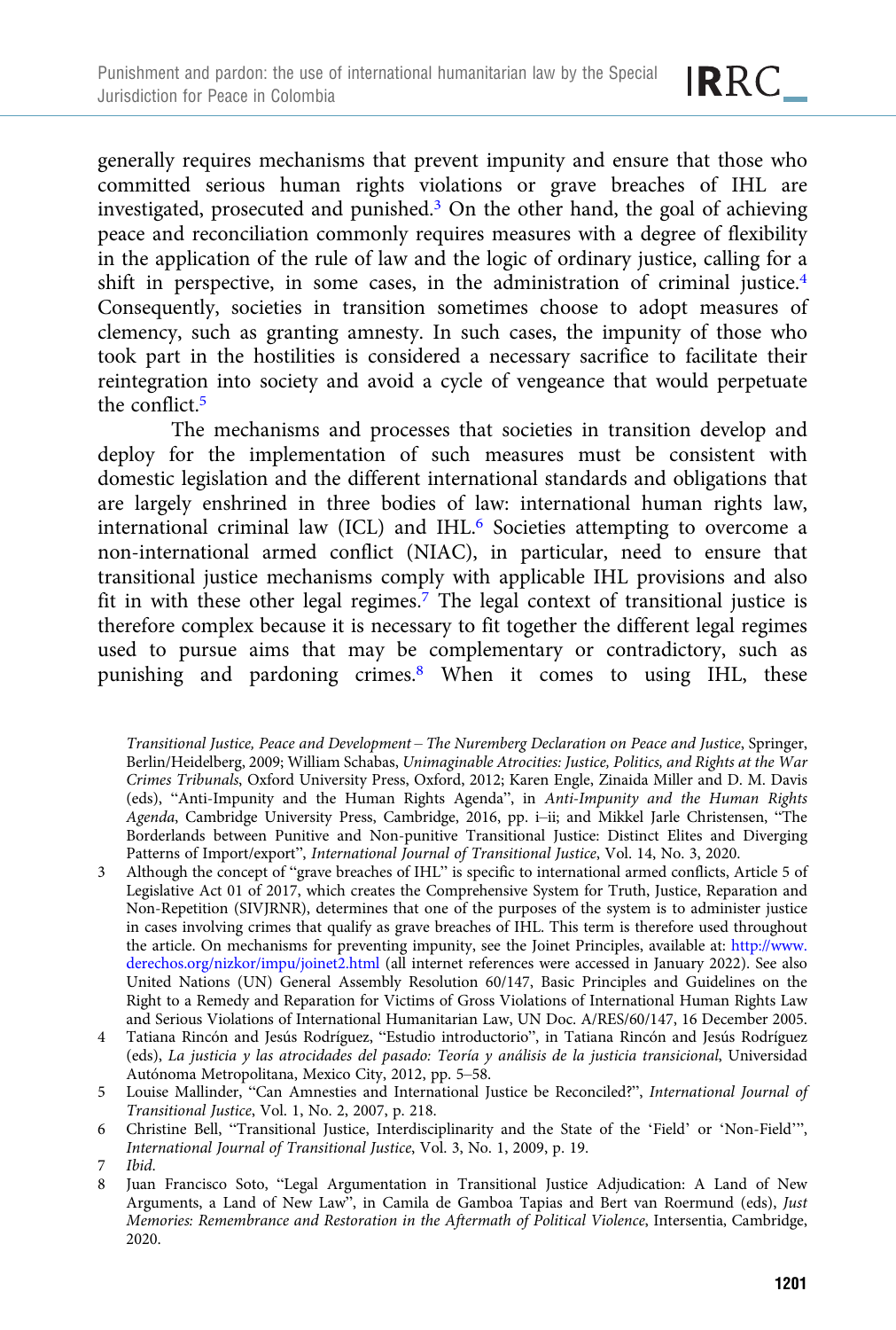generally requires mechanisms that prevent impunity and ensure that those who committed serious human rights violations or grave breaches of IHL are investigated, prosecuted and punished.[3] On the other hand, the goal of achieving peace and reconciliation commonly requires measures with a degree of flexibility in the application of the rule of law and the logic of ordinary justice, calling for a shift in perspective, in some cases, in the administration of criminal justice.[4] Consequently, societies in transition sometimes choose to adopt measures of clemency, such as granting amnesty. In such cases, the impunity of those who took part in the hostilities is considered a necessary sacrifice to facilitate their reintegration into society and avoid a cycle of vengeance that would perpetuate the conflict.[5]

The mechanisms and processes that societies in transition develop and deploy for the implementation of such measures must be consistent with domestic legislation and the different international standards and obligations that are largely enshrined in three bodies of law: international human rights law, international criminal law (ICL) and IHL.[6] Societies attempting to overcome a non-international armed conflict (NIAC), in particular, need to ensure that transitional justice mechanisms comply with applicable IHL provisions and also fit in with these other legal regimes.[7] The legal context of transitional justice is therefore complex because it is necessary to fit together the different legal regimes used to pursue aims that may be complementary or contradictory, such as punishing and pardoning crimes.[8] When it comes to using IHL, these

*Transitional Justice, Peace and Development – The Nuremberg Declaration on Peace and Justice*, Springer, Berlin/Heidelberg, 2009; William Schabas, *Unimaginable Atrocities: Justice, Politics, and Rights at the War Crimes Tribunals*, Oxford University Press, Oxford, 2012; Karen Engle, Zinaida Miller and D. M. Davis (eds), "Anti-Impunity and the Human Rights Agenda", in *Anti-Impunity and the Human Rights Agenda*, Cambridge University Press, Cambridge, 2016, pp. i–ii; and Mikkel Jarle Christensen, "The Borderlands between Punitive and Non-punitive Transitional Justice: Distinct Elites and Diverging Patterns of Import/export", *International Journal of Transitional Justice*, Vol. 14, No. 3, 2020.

3 Although the concept of "grave breaches of IHL" is specific to international armed conflicts, Article 5 of Legislative Act 01 of 2017, which creates the Comprehensive System for Truth, Justice, Reparation and Non-Repetition (SIVJRNR), determines that one of the purposes of the system is to administer justice in cases involving crimes that qualify as grave breaches of IHL. This term is therefore used throughout the article. On mechanisms for preventing impunity, see the Joinet Principles, available at: http://www.derechos.org/nizkor/impu/joinet2.html (all internet references were accessed in January 2022). See also United Nations (UN) General Assembly Resolution 60/147, Basic Principles and Guidelines on the Right to a Remedy and Reparation for Victims of Gross Violations of International Human Rights Law and Serious Violations of International Humanitarian Law, UN Doc. A/RES/60/147, 16 December 2005.

4 Tatiana Rincón and Jesús Rodríguez, "Estudio introductorio", in Tatiana Rincón and Jesús Rodríguez (eds), *La justicia y las atrocidades del pasado: Teoría y análisis de la justicia transicional*, Universidad Autónoma Metropolitana, Mexico City, 2012, pp. 5–58.

5 Louise Mallinder, "Can Amnesties and International Justice be Reconciled?", *International Journal of Transitional Justice*, Vol. 1, No. 2, 2007, p. 218.

6 Christine Bell, "Transitional Justice, Interdisciplinarity and the State of the 'Field' or 'Non-Field'", *International Journal of Transitional Justice*, Vol. 3, No. 1, 2009, p. 19.

7 *Ibid.*

8 Juan Francisco Soto, "Legal Argumentation in Transitional Justice Adjudication: A Land of New Arguments, a Land of New Law", in Camila de Gamboa Tapias and Bert van Roermund (eds), *Just Memories: Remembrance and Restoration in the Aftermath of Political Violence*, Intersentia, Cambridge, 2020.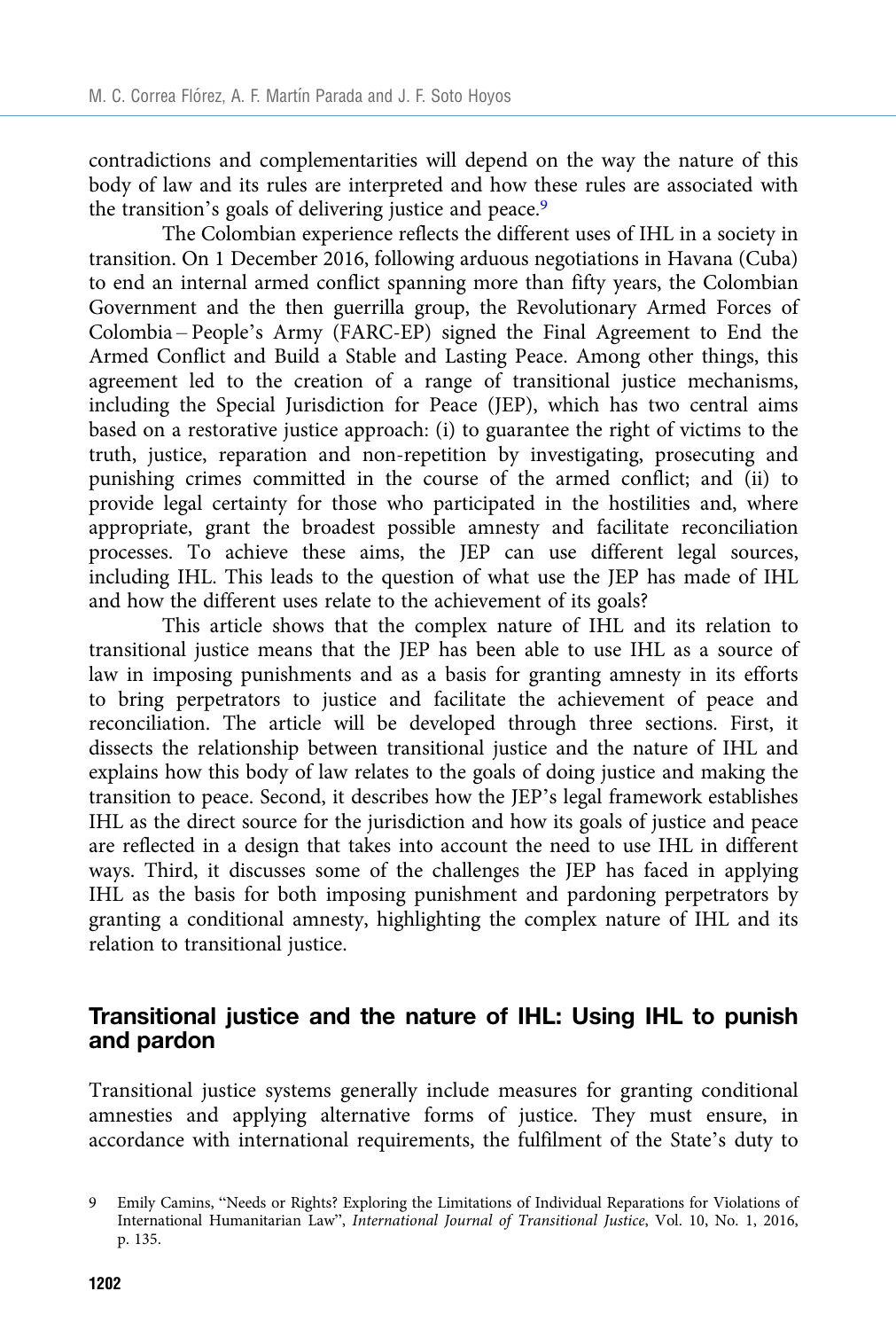contradictions and complementarities will depend on the way the nature of this body of law and its rules are interpreted and how these rules are associated with the transition's goals of delivering justice and peace.[9]

The Colombian experience reflects the different uses of IHL in a society in transition. On 1 December 2016, following arduous negotiations in Havana (Cuba) to end an internal armed conflict spanning more than fifty years, the Colombian Government and the then guerrilla group, the Revolutionary Armed Forces of Colombia – People's Army (FARC-EP) signed the Final Agreement to End the Armed Conflict and Build a Stable and Lasting Peace. Among other things, this agreement led to the creation of a range of transitional justice mechanisms, including the Special Jurisdiction for Peace (JEP), which has two central aims based on a restorative justice approach: (i) to guarantee the right of victims to the truth, justice, reparation and non-repetition by investigating, prosecuting and punishing crimes committed in the course of the armed conflict; and (ii) to provide legal certainty for those who participated in the hostilities and, where appropriate, grant the broadest possible amnesty and facilitate reconciliation processes. To achieve these aims, the JEP can use different legal sources, including IHL. This leads to the question of what use the JEP has made of IHL and how the different uses relate to the achievement of its goals?

This article shows that the complex nature of IHL and its relation to transitional justice means that the JEP has been able to use IHL as a source of law in imposing punishments and as a basis for granting amnesty in its efforts to bring perpetrators to justice and facilitate the achievement of peace and reconciliation. The article will be developed through three sections. First, it dissects the relationship between transitional justice and the nature of IHL and explains how this body of law relates to the goals of doing justice and making the transition to peace. Second, it describes how the JEP's legal framework establishes IHL as the direct source for the jurisdiction and how its goals of justice and peace are reflected in a design that takes into account the need to use IHL in different ways. Third, it discusses some of the challenges the JEP has faced in applying IHL as the basis for both imposing punishment and pardoning perpetrators by granting a conditional amnesty, highlighting the complex nature of IHL and its relation to transitional justice.

## Transitional justice and the nature of IHL: Using IHL to punish and pardon

Transitional justice systems generally include measures for granting conditional amnesties and applying alternative forms of justice. They must ensure, in accordance with international requirements, the fulfilment of the State's duty to

9 Emily Camins, "Needs or Rights? Exploring the Limitations of Individual Reparations for Violations of International Humanitarian Law", *International Journal of Transitional Justice*, Vol. 10, No. 1, 2016, p. 135.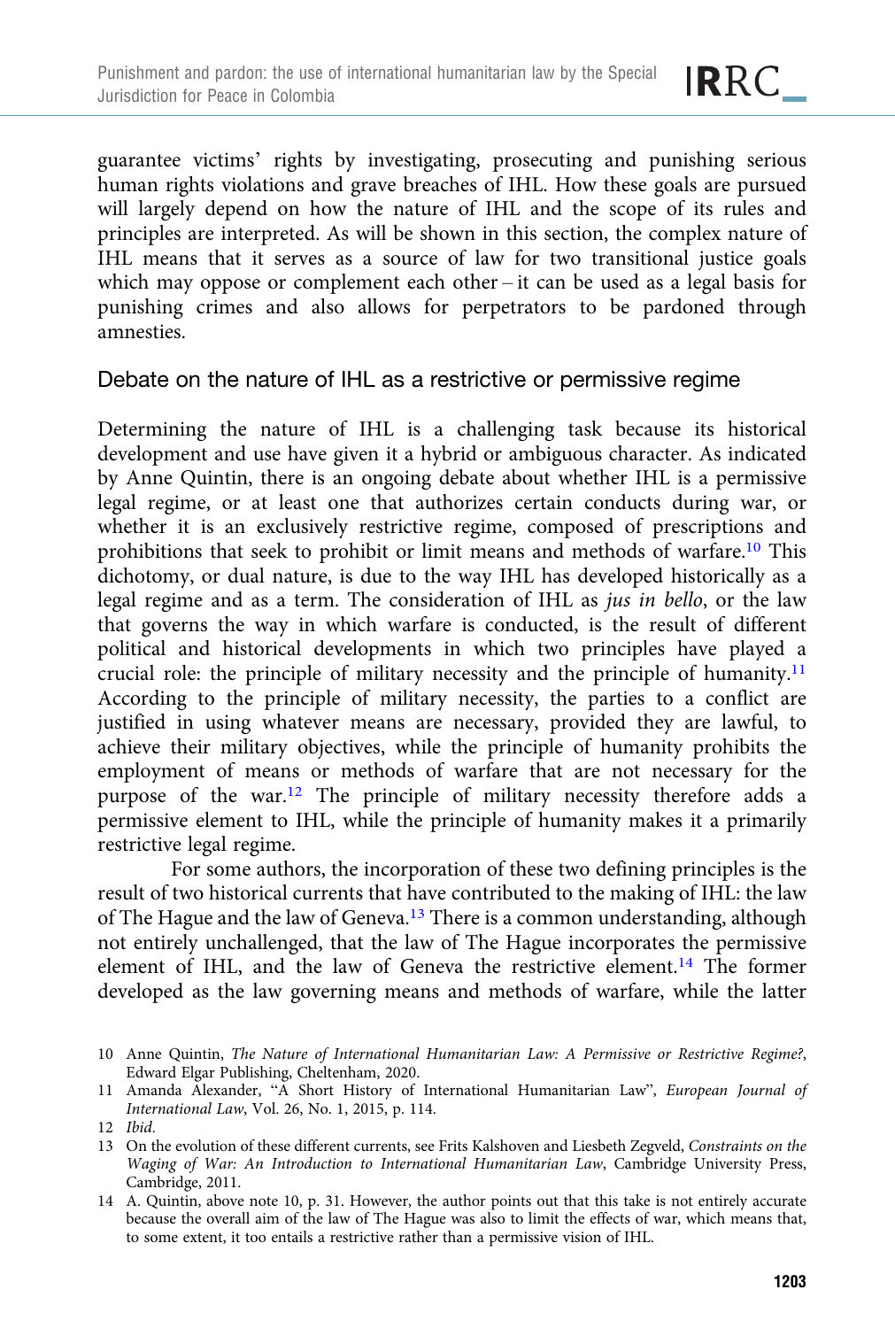guarantee victims' rights by investigating, prosecuting and punishing serious human rights violations and grave breaches of IHL. How these goals are pursued will largely depend on how the nature of IHL and the scope of its rules and principles are interpreted. As will be shown in this section, the complex nature of IHL means that it serves as a source of law for two transitional justice goals which may oppose or complement each other – it can be used as a legal basis for punishing crimes and also allows for perpetrators to be pardoned through amnesties.

## Debate on the nature of IHL as a restrictive or permissive regime

Determining the nature of IHL is a challenging task because its historical development and use have given it a hybrid or ambiguous character. As indicated by Anne Quintin, there is an ongoing debate about whether IHL is a permissive legal regime, or at least one that authorizes certain conducts during war, or whether it is an exclusively restrictive regime, composed of prescriptions and prohibitions that seek to prohibit or limit means and methods of warfare.[10] This dichotomy, or dual nature, is due to the way IHL has developed historically as a legal regime and as a term. The consideration of IHL as *jus in bello*, or the law that governs the way in which warfare is conducted, is the result of different political and historical developments in which two principles have played a crucial role: the principle of military necessity and the principle of humanity.[11] According to the principle of military necessity, the parties to a conflict are justified in using whatever means are necessary, provided they are lawful, to achieve their military objectives, while the principle of humanity prohibits the employment of means or methods of warfare that are not necessary for the purpose of the war.[12] The principle of military necessity therefore adds a permissive element to IHL, while the principle of humanity makes it a primarily restrictive legal regime.

For some authors, the incorporation of these two defining principles is the result of two historical currents that have contributed to the making of IHL: the law of The Hague and the law of Geneva.[13] There is a common understanding, although not entirely unchallenged, that the law of The Hague incorporates the permissive element of IHL, and the law of Geneva the restrictive element.[14] The former developed as the law governing means and methods of warfare, while the latter

10 Anne Quintin, *The Nature of International Humanitarian Law: A Permissive or Restrictive Regime?*, Edward Elgar Publishing, Cheltenham, 2020.

11 Amanda Alexander, "A Short History of International Humanitarian Law", *European Journal of International Law*, Vol. 26, No. 1, 2015, p. 114.

12 *Ibid.*

13 On the evolution of these different currents, see Frits Kalshoven and Liesbeth Zegveld, *Constraints on the Waging of War: An Introduction to International Humanitarian Law*, Cambridge University Press, Cambridge, 2011.

14 A. Quintin, above note 10, p. 31. However, the author points out that this take is not entirely accurate because the overall aim of the law of The Hague was also to limit the effects of war, which means that, to some extent, it too entails a restrictive rather than a permissive vision of IHL.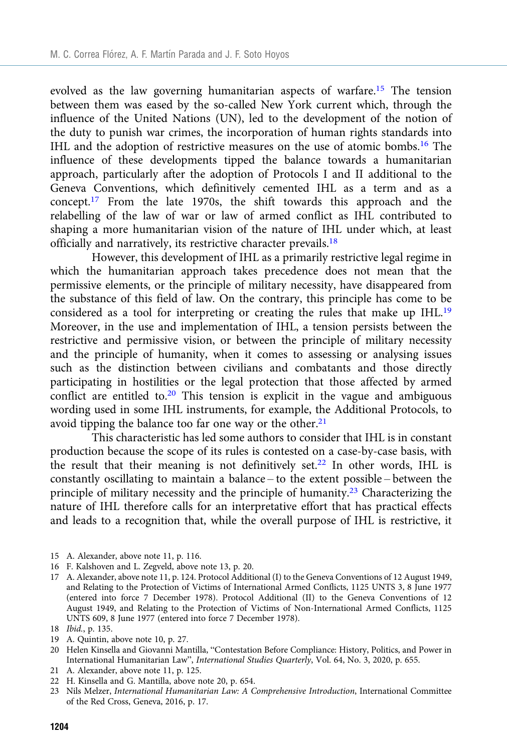evolved as the law governing humanitarian aspects of warfare.[15] The tension between them was eased by the so-called New York current which, through the influence of the United Nations (UN), led to the development of the notion of the duty to punish war crimes, the incorporation of human rights standards into IHL and the adoption of restrictive measures on the use of atomic bombs.[16] The influence of these developments tipped the balance towards a humanitarian approach, particularly after the adoption of Protocols I and II additional to the Geneva Conventions, which definitively cemented IHL as a term and as a concept.[17] From the late 1970s, the shift towards this approach and the relabelling of the law of war or law of armed conflict as IHL contributed to shaping a more humanitarian vision of the nature of IHL under which, at least officially and narratively, its restrictive character prevails.[18]

However, this development of IHL as a primarily restrictive legal regime in which the humanitarian approach takes precedence does not mean that the permissive elements, or the principle of military necessity, have disappeared from the substance of this field of law. On the contrary, this principle has come to be considered as a tool for interpreting or creating the rules that make up IHL.[19] Moreover, in the use and implementation of IHL, a tension persists between the restrictive and permissive vision, or between the principle of military necessity and the principle of humanity, when it comes to assessing or analysing issues such as the distinction between civilians and combatants and those directly participating in hostilities or the legal protection that those affected by armed conflict are entitled to.[20] This tension is explicit in the vague and ambiguous wording used in some IHL instruments, for example, the Additional Protocols, to avoid tipping the balance too far one way or the other.[21]

This characteristic has led some authors to consider that IHL is in constant production because the scope of its rules is contested on a case-by-case basis, with the result that their meaning is not definitively set.[22] In other words, IHL is constantly oscillating to maintain a balance – to the extent possible – between the principle of military necessity and the principle of humanity.[23] Characterizing the nature of IHL therefore calls for an interpretative effort that has practical effects and leads to a recognition that, while the overall purpose of IHL is restrictive, it

15 A. Alexander, above note 11, p. 116.

16 F. Kalshoven and L. Zegveld, above note 13, p. 20.

17 A. Alexander, above note 11, p. 124. Protocol Additional (I) to the Geneva Conventions of 12 August 1949, and Relating to the Protection of Victims of International Armed Conflicts, 1125 UNTS 3, 8 June 1977 (entered into force 7 December 1978). Protocol Additional (II) to the Geneva Conventions of 12 August 1949, and Relating to the Protection of Victims of Non-International Armed Conflicts, 1125 UNTS 609, 8 June 1977 (entered into force 7 December 1978).

18 *Ibid.*, p. 135.

19 A. Quintin, above note 10, p. 27.

20 Helen Kinsella and Giovanni Mantilla, "Contestation Before Compliance: History, Politics, and Power in International Humanitarian Law", *International Studies Quarterly*, Vol. 64, No. 3, 2020, p. 655.

21 A. Alexander, above note 11, p. 125.

22 H. Kinsella and G. Mantilla, above note 20, p. 654.

23 Nils Melzer, *International Humanitarian Law: A Comprehensive Introduction*, International Committee of the Red Cross, Geneva, 2016, p. 17.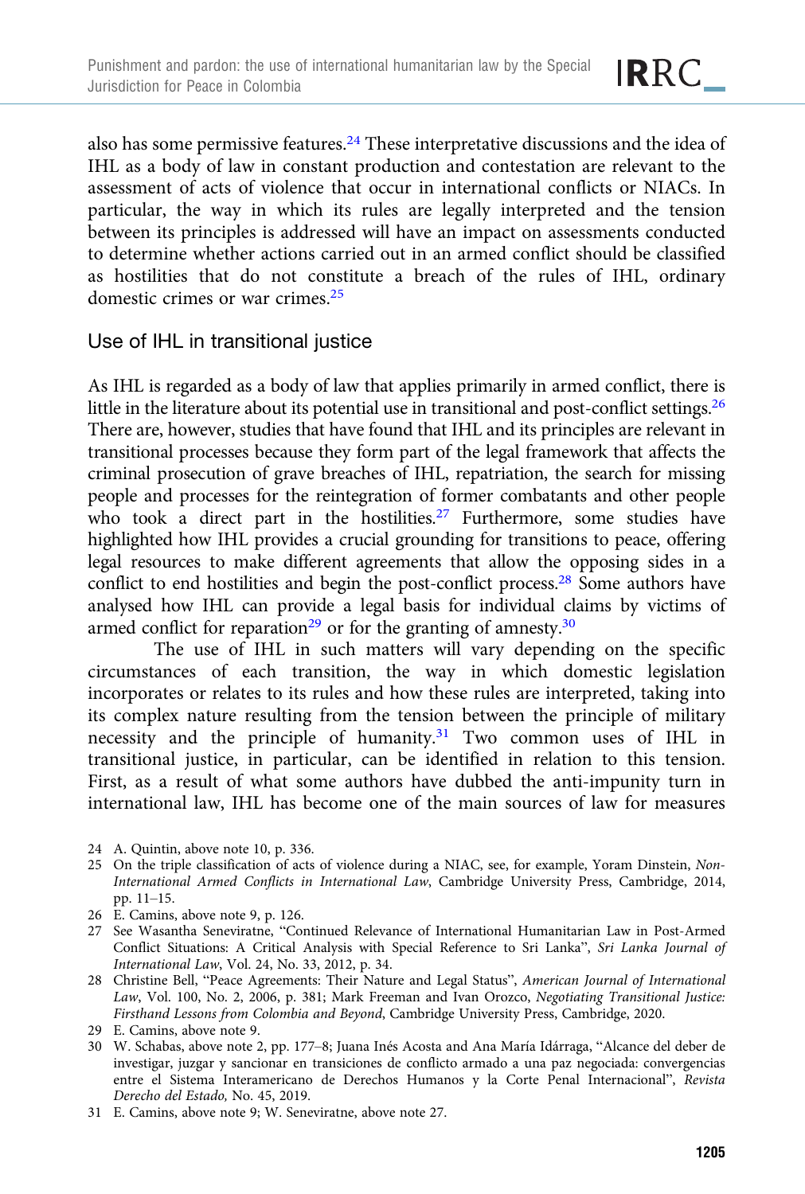also has some permissive features.[24] These interpretative discussions and the idea of IHL as a body of law in constant production and contestation are relevant to the assessment of acts of violence that occur in international conflicts or NIACs. In particular, the way in which its rules are legally interpreted and the tension between its principles is addressed will have an impact on assessments conducted to determine whether actions carried out in an armed conflict should be classified as hostilities that do not constitute a breach of the rules of IHL, ordinary domestic crimes or war crimes.[25]

## Use of IHL in transitional justice

As IHL is regarded as a body of law that applies primarily in armed conflict, there is little in the literature about its potential use in transitional and post-conflict settings.[26] There are, however, studies that have found that IHL and its principles are relevant in transitional processes because they form part of the legal framework that affects the criminal prosecution of grave breaches of IHL, repatriation, the search for missing people and processes for the reintegration of former combatants and other people who took a direct part in the hostilities.[27] Furthermore, some studies have highlighted how IHL provides a crucial grounding for transitions to peace, offering legal resources to make different agreements that allow the opposing sides in a conflict to end hostilities and begin the post-conflict process.[28] Some authors have analysed how IHL can provide a legal basis for individual claims by victims of armed conflict for reparation[29] or for the granting of amnesty.[30]

The use of IHL in such matters will vary depending on the specific circumstances of each transition, the way in which domestic legislation incorporates or relates to its rules and how these rules are interpreted, taking into its complex nature resulting from the tension between the principle of military necessity and the principle of humanity.[31] Two common uses of IHL in transitional justice, in particular, can be identified in relation to this tension. First, as a result of what some authors have dubbed the anti-impunity turn in international law, IHL has become one of the main sources of law for measures

---

24 A. Quintin, above note 10, p. 336.

25 On the triple classification of acts of violence during a NIAC, see, for example, Yoram Dinstein, *Non-International Armed Conflicts in International Law*, Cambridge University Press, Cambridge, 2014, pp. 11–15.

26 E. Camins, above note 9, p. 126.

27 See Wasantha Seneviratne, "Continued Relevance of International Humanitarian Law in Post-Armed Conflict Situations: A Critical Analysis with Special Reference to Sri Lanka", *Sri Lanka Journal of International Law*, Vol. 24, No. 33, 2012, p. 34.

28 Christine Bell, "Peace Agreements: Their Nature and Legal Status", *American Journal of International Law*, Vol. 100, No. 2, 2006, p. 381; Mark Freeman and Ivan Orozco, *Negotiating Transitional Justice: Firsthand Lessons from Colombia and Beyond*, Cambridge University Press, Cambridge, 2020.

29 E. Camins, above note 9.

30 W. Schabas, above note 2, pp. 177–8; Juana Inés Acosta and Ana María Idárraga, "Alcance del deber de investigar, juzgar y sancionar en transiciones de conflicto armado a una paz negociada: convergencias entre el Sistema Interamericano de Derechos Humanos y la Corte Penal Internacional", *Revista Derecho del Estado*, No. 45, 2019.

31 E. Camins, above note 9; W. Seneviratne, above note 27.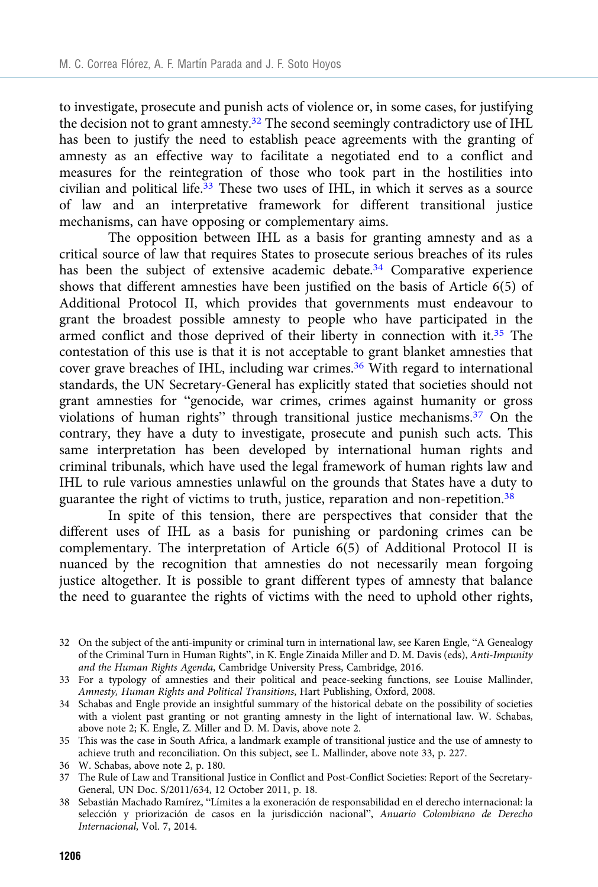to investigate, prosecute and punish acts of violence or, in some cases, for justifying the decision not to grant amnesty.[32] The second seemingly contradictory use of IHL has been to justify the need to establish peace agreements with the granting of amnesty as an effective way to facilitate a negotiated end to a conflict and measures for the reintegration of those who took part in the hostilities into civilian and political life.[33] These two uses of IHL, in which it serves as a source of law and an interpretative framework for different transitional justice mechanisms, can have opposing or complementary aims.

The opposition between IHL as a basis for granting amnesty and as a critical source of law that requires States to prosecute serious breaches of its rules has been the subject of extensive academic debate.[34] Comparative experience shows that different amnesties have been justified on the basis of Article 6(5) of Additional Protocol II, which provides that governments must endeavour to grant the broadest possible amnesty to people who have participated in the armed conflict and those deprived of their liberty in connection with it.[35] The contestation of this use is that it is not acceptable to grant blanket amnesties that cover grave breaches of IHL, including war crimes.[36] With regard to international standards, the UN Secretary-General has explicitly stated that societies should not grant amnesties for "genocide, war crimes, crimes against humanity or gross violations of human rights" through transitional justice mechanisms.[37] On the contrary, they have a duty to investigate, prosecute and punish such acts. This same interpretation has been developed by international human rights and criminal tribunals, which have used the legal framework of human rights law and IHL to rule various amnesties unlawful on the grounds that States have a duty to guarantee the right of victims to truth, justice, reparation and non-repetition.[38]

In spite of this tension, there are perspectives that consider that the different uses of IHL as a basis for punishing or pardoning crimes can be complementary. The interpretation of Article 6(5) of Additional Protocol II is nuanced by the recognition that amnesties do not necessarily mean forgoing justice altogether. It is possible to grant different types of amnesty that balance the need to guarantee the rights of victims with the need to uphold other rights,

32 On the subject of the anti-impunity or criminal turn in international law, see Karen Engle, "A Genealogy of the Criminal Turn in Human Rights", in K. Engle Zinaida Miller and D. M. Davis (eds), *Anti-Impunity and the Human Rights Agenda*, Cambridge University Press, Cambridge, 2016.

33 For a typology of amnesties and their political and peace-seeking functions, see Louise Mallinder, *Amnesty, Human Rights and Political Transitions*, Hart Publishing, Oxford, 2008.

34 Schabas and Engle provide an insightful summary of the historical debate on the possibility of societies with a violent past granting or not granting amnesty in the light of international law. W. Schabas, above note 2; K. Engle, Z. Miller and D. M. Davis, above note 2.

35 This was the case in South Africa, a landmark example of transitional justice and the use of amnesty to achieve truth and reconciliation. On this subject, see L. Mallinder, above note 33, p. 227.

36 W. Schabas, above note 2, p. 180.

37 The Rule of Law and Transitional Justice in Conflict and Post-Conflict Societies: Report of the Secretary-General, UN Doc. S/2011/634, 12 October 2011, p. 18.

38 Sebastián Machado Ramírez, "Límites a la exoneración de responsabilidad en el derecho internacional: la selección y priorización de casos en la jurisdicción nacional", *Anuario Colombiano de Derecho Internacional*, Vol. 7, 2014.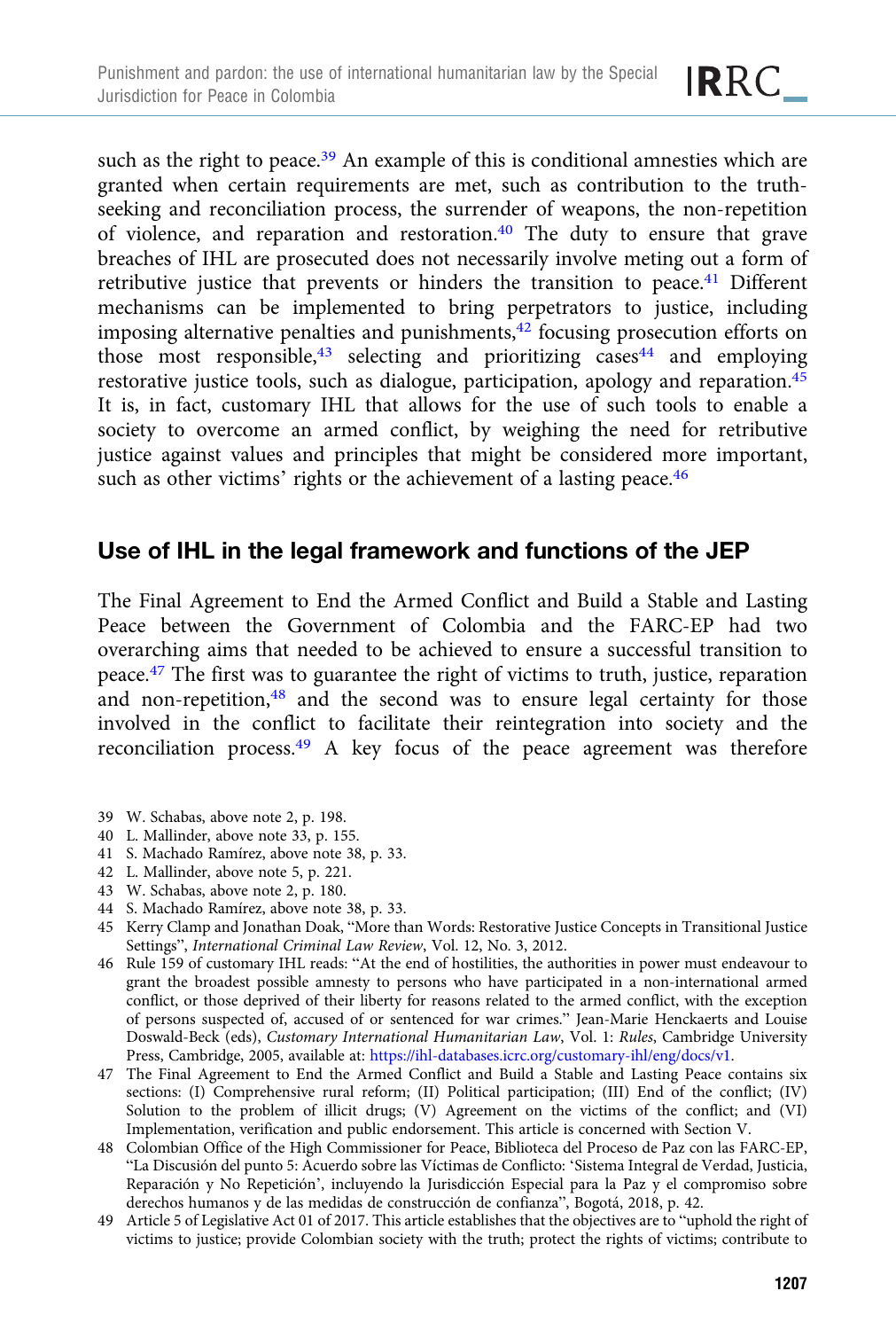such as the right to peace.[39] An example of this is conditional amnesties which are granted when certain requirements are met, such as contribution to the truth-seeking and reconciliation process, the surrender of weapons, the non-repetition of violence, and reparation and restoration.[40] The duty to ensure that grave breaches of IHL are prosecuted does not necessarily involve meting out a form of retributive justice that prevents or hinders the transition to peace.[41] Different mechanisms can be implemented to bring perpetrators to justice, including imposing alternative penalties and punishments,[42] focusing prosecution efforts on those most responsible,[43] selecting and prioritizing cases[44] and employing restorative justice tools, such as dialogue, participation, apology and reparation.[45] It is, in fact, customary IHL that allows for the use of such tools to enable a society to overcome an armed conflict, by weighing the need for retributive justice against values and principles that might be considered more important, such as other victims' rights or the achievement of a lasting peace.[46]

## Use of IHL in the legal framework and functions of the JEP

The Final Agreement to End the Armed Conflict and Build a Stable and Lasting Peace between the Government of Colombia and the FARC-EP had two overarching aims that needed to be achieved to ensure a successful transition to peace.[47] The first was to guarantee the right of victims to truth, justice, reparation and non-repetition,[48] and the second was to ensure legal certainty for those involved in the conflict to facilitate their reintegration into society and the reconciliation process.[49] A key focus of the peace agreement was therefore

39 W. Schabas, above note 2, p. 198.

40 L. Mallinder, above note 33, p. 155.

41 S. Machado Ramírez, above note 38, p. 33.

42 L. Mallinder, above note 5, p. 221.

43 W. Schabas, above note 2, p. 180.

44 S. Machado Ramírez, above note 38, p. 33.

45 Kerry Clamp and Jonathan Doak, "More than Words: Restorative Justice Concepts in Transitional Justice Settings", *International Criminal Law Review*, Vol. 12, No. 3, 2012.

46 Rule 159 of customary IHL reads: "At the end of hostilities, the authorities in power must endeavour to grant the broadest possible amnesty to persons who have participated in a non-international armed conflict, or those deprived of their liberty for reasons related to the armed conflict, with the exception of persons suspected of, accused of or sentenced for war crimes." Jean-Marie Henckaerts and Louise Doswald-Beck (eds), *Customary International Humanitarian Law*, Vol. 1: *Rules*, Cambridge University Press, Cambridge, 2005, available at: https://ihl-databases.icrc.org/customary-ihl/eng/docs/v1.

47 The Final Agreement to End the Armed Conflict and Build a Stable and Lasting Peace contains six sections: (I) Comprehensive rural reform; (II) Political participation; (III) End of the conflict; (IV) Solution to the problem of illicit drugs; (V) Agreement on the victims of the conflict; and (VI) Implementation, verification and public endorsement. This article is concerned with Section V.

48 Colombian Office of the High Commissioner for Peace, Biblioteca del Proceso de Paz con las FARC-EP, "La Discusión del punto 5: Acuerdo sobre las Víctimas de Conflicto: 'Sistema Integral de Verdad, Justicia, Reparación y No Repetición', incluyendo la Jurisdicción Especial para la Paz y el compromiso sobre derechos humanos y de las medidas de construcción de confianza", Bogotá, 2018, p. 42.

49 Article 5 of Legislative Act 01 of 2017. This article establishes that the objectives are to "uphold the right of victims to justice; provide Colombian society with the truth; protect the rights of victims; contribute to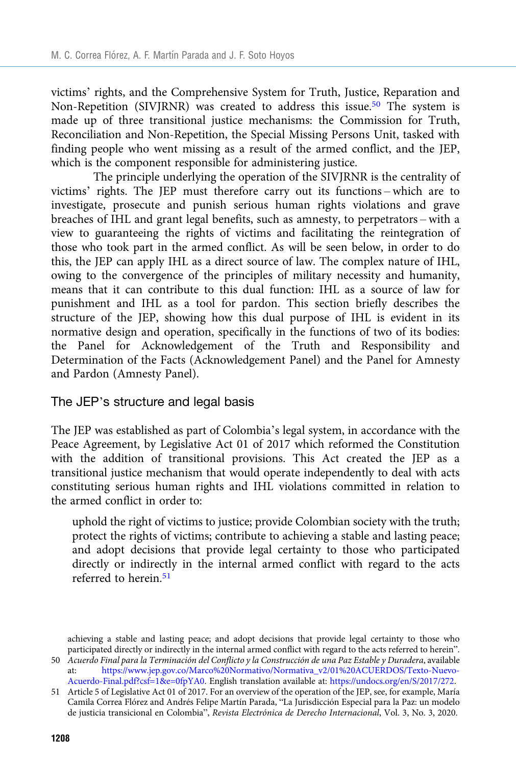victims' rights, and the Comprehensive System for Truth, Justice, Reparation and Non-Repetition (SIVJRNR) was created to address this issue.[50] The system is made up of three transitional justice mechanisms: the Commission for Truth, Reconciliation and Non-Repetition, the Special Missing Persons Unit, tasked with finding people who went missing as a result of the armed conflict, and the JEP, which is the component responsible for administering justice.

The principle underlying the operation of the SIVJRNR is the centrality of victims' rights. The JEP must therefore carry out its functions – which are to investigate, prosecute and punish serious human rights violations and grave breaches of IHL and grant legal benefits, such as amnesty, to perpetrators – with a view to guaranteeing the rights of victims and facilitating the reintegration of those who took part in the armed conflict. As will be seen below, in order to do this, the JEP can apply IHL as a direct source of law. The complex nature of IHL, owing to the convergence of the principles of military necessity and humanity, means that it can contribute to this dual function: IHL as a source of law for punishment and IHL as a tool for pardon. This section briefly describes the structure of the JEP, showing how this dual purpose of IHL is evident in its normative design and operation, specifically in the functions of two of its bodies: the Panel for Acknowledgement of the Truth and Responsibility and Determination of the Facts (Acknowledgement Panel) and the Panel for Amnesty and Pardon (Amnesty Panel).

## The JEP's structure and legal basis

The JEP was established as part of Colombia's legal system, in accordance with the Peace Agreement, by Legislative Act 01 of 2017 which reformed the Constitution with the addition of transitional provisions. This Act created the JEP as a transitional justice mechanism that would operate independently to deal with acts constituting serious human rights and IHL violations committed in relation to the armed conflict in order to:

> uphold the right of victims to justice; provide Colombian society with the truth; protect the rights of victims; contribute to achieving a stable and lasting peace; and adopt decisions that provide legal certainty to those who participated directly or indirectly in the internal armed conflict with regard to the acts referred to herein.[51]

---

achieving a stable and lasting peace; and adopt decisions that provide legal certainty to those who participated directly or indirectly in the internal armed conflict with regard to the acts referred to herein".

50 *Acuerdo Final para la Terminación del Conflicto y la Construcción de una Paz Estable y Duradera*, available at: https://www.jep.gov.co/Marco%20Normativo/Normativa_v2/01%20ACUERDOS/Texto-Nuevo-Acuerdo-Final.pdf?csf=1&e=0fpYA0. English translation available at: https://undocs.org/en/S/2017/272.

51 Article 5 of Legislative Act 01 of 2017. For an overview of the operation of the JEP, see, for example, María Camila Correa Flórez and Andrés Felipe Martín Parada, "La Jurisdicción Especial para la Paz: un modelo de justicia transicional en Colombia", *Revista Electrónica de Derecho Internacional*, Vol. 3, No. 3, 2020.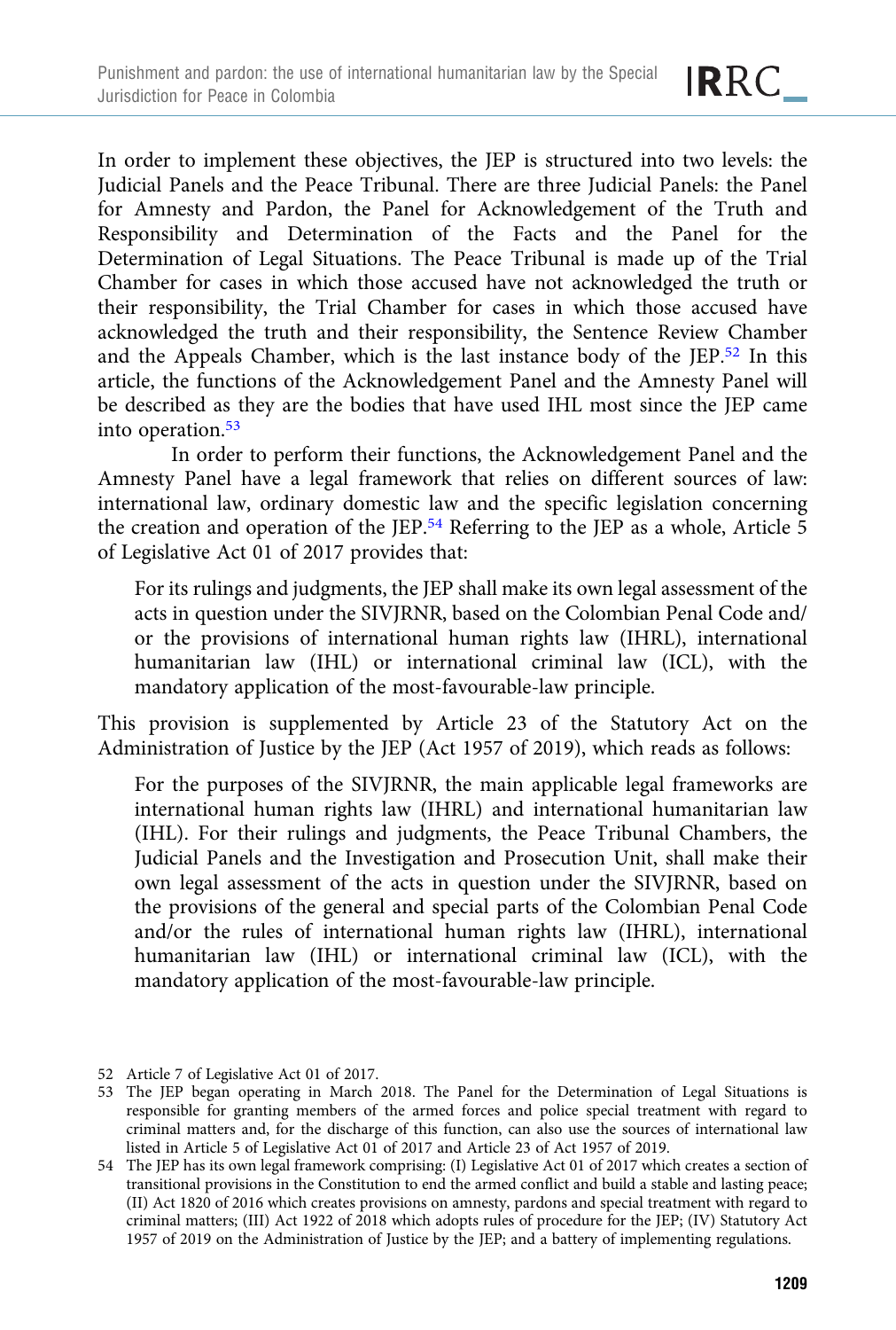In order to implement these objectives, the JEP is structured into two levels: the Judicial Panels and the Peace Tribunal. There are three Judicial Panels: the Panel for Amnesty and Pardon, the Panel for Acknowledgement of the Truth and Responsibility and Determination of the Facts and the Panel for the Determination of Legal Situations. The Peace Tribunal is made up of the Trial Chamber for cases in which those accused have not acknowledged the truth or their responsibility, the Trial Chamber for cases in which those accused have acknowledged the truth and their responsibility, the Sentence Review Chamber and the Appeals Chamber, which is the last instance body of the JEP.[52] In this article, the functions of the Acknowledgement Panel and the Amnesty Panel will be described as they are the bodies that have used IHL most since the JEP came into operation.[53]

In order to perform their functions, the Acknowledgement Panel and the Amnesty Panel have a legal framework that relies on different sources of law: international law, ordinary domestic law and the specific legislation concerning the creation and operation of the JEP.[54] Referring to the JEP as a whole, Article 5 of Legislative Act 01 of 2017 provides that:

> For its rulings and judgments, the JEP shall make its own legal assessment of the acts in question under the SIVJRNR, based on the Colombian Penal Code and/or the provisions of international human rights law (IHRL), international humanitarian law (IHL) or international criminal law (ICL), with the mandatory application of the most-favourable-law principle.

This provision is supplemented by Article 23 of the Statutory Act on the Administration of Justice by the JEP (Act 1957 of 2019), which reads as follows:

> For the purposes of the SIVJRNR, the main applicable legal frameworks are international human rights law (IHRL) and international humanitarian law (IHL). For their rulings and judgments, the Peace Tribunal Chambers, the Judicial Panels and the Investigation and Prosecution Unit, shall make their own legal assessment of the acts in question under the SIVJRNR, based on the provisions of the general and special parts of the Colombian Penal Code and/or the rules of international human rights law (IHRL), international humanitarian law (IHL) or international criminal law (ICL), with the mandatory application of the most-favourable-law principle.

---

52 Article 7 of Legislative Act 01 of 2017.

53 The JEP began operating in March 2018. The Panel for the Determination of Legal Situations is responsible for granting members of the armed forces and police special treatment with regard to criminal matters and, for the discharge of this function, can also use the sources of international law listed in Article 5 of Legislative Act 01 of 2017 and Article 23 of Act 1957 of 2019.

54 The JEP has its own legal framework comprising: (I) Legislative Act 01 of 2017 which creates a section of transitional provisions in the Constitution to end the armed conflict and build a stable and lasting peace; (II) Act 1820 of 2016 which creates provisions on amnesty, pardons and special treatment with regard to criminal matters; (III) Act 1922 of 2018 which adopts rules of procedure for the JEP; (IV) Statutory Act 1957 of 2019 on the Administration of Justice by the JEP; and a battery of implementing regulations.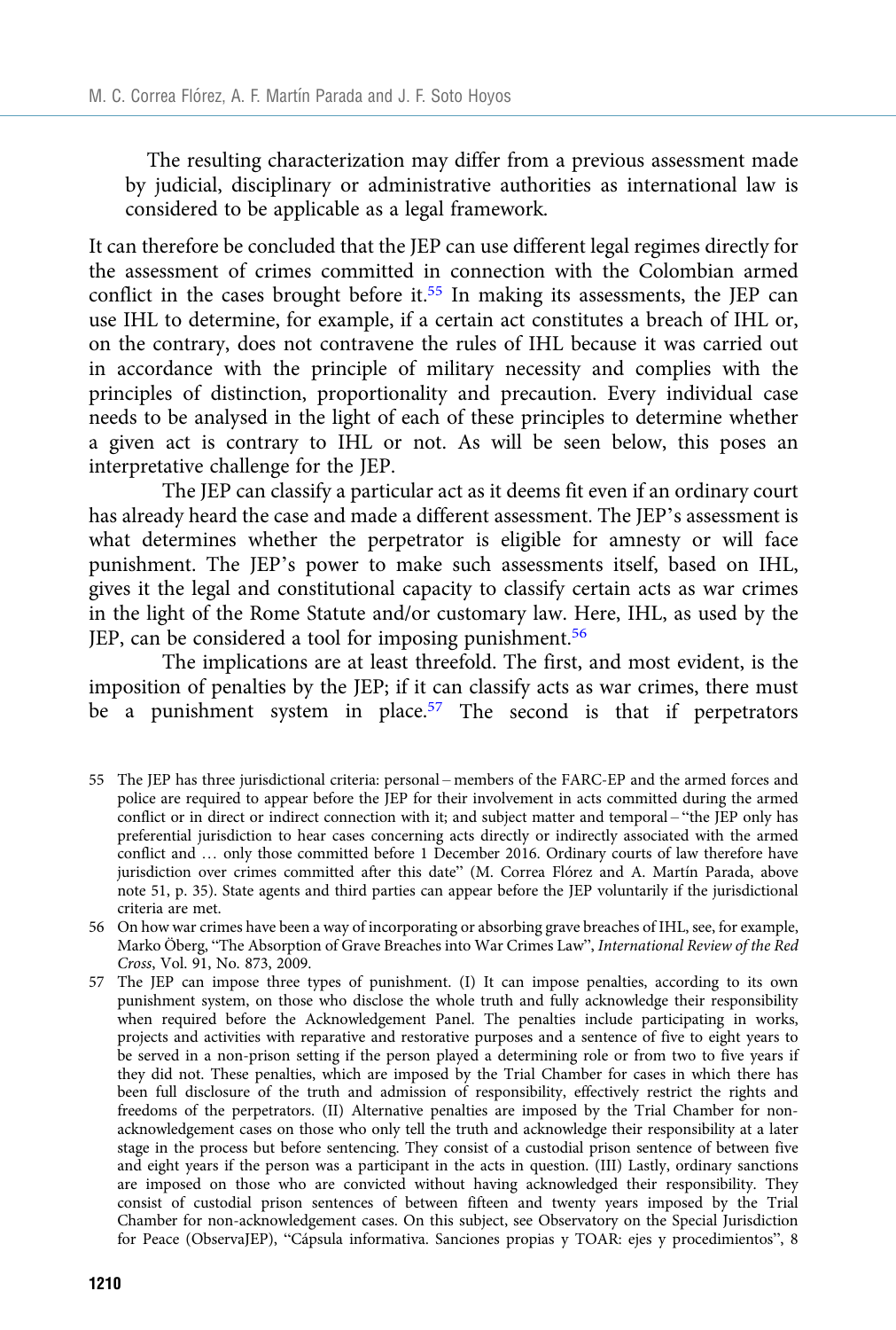The resulting characterization may differ from a previous assessment made by judicial, disciplinary or administrative authorities as international law is considered to be applicable as a legal framework.

It can therefore be concluded that the JEP can use different legal regimes directly for the assessment of crimes committed in connection with the Colombian armed conflict in the cases brought before it.[55] In making its assessments, the JEP can use IHL to determine, for example, if a certain act constitutes a breach of IHL or, on the contrary, does not contravene the rules of IHL because it was carried out in accordance with the principle of military necessity and complies with the principles of distinction, proportionality and precaution. Every individual case needs to be analysed in the light of each of these principles to determine whether a given act is contrary to IHL or not. As will be seen below, this poses an interpretative challenge for the JEP.

The JEP can classify a particular act as it deems fit even if an ordinary court has already heard the case and made a different assessment. The JEP's assessment is what determines whether the perpetrator is eligible for amnesty or will face punishment. The JEP's power to make such assessments itself, based on IHL, gives it the legal and constitutional capacity to classify certain acts as war crimes in the light of the Rome Statute and/or customary law. Here, IHL, as used by the JEP, can be considered a tool for imposing punishment.[56]

The implications are at least threefold. The first, and most evident, is the imposition of penalties by the JEP; if it can classify acts as war crimes, there must be a punishment system in place.[57] The second is that if perpetrators

55 The JEP has three jurisdictional criteria: personal – members of the FARC-EP and the armed forces and police are required to appear before the JEP for their involvement in acts committed during the armed conflict or in direct or indirect connection with it; and subject matter and temporal – "the JEP only has preferential jurisdiction to hear cases concerning acts directly or indirectly associated with the armed conflict and … only those committed before 1 December 2016. Ordinary courts of law therefore have jurisdiction over crimes committed after this date" (M. Correa Flórez and A. Martín Parada, above note 51, p. 35). State agents and third parties can appear before the JEP voluntarily if the jurisdictional criteria are met.

56 On how war crimes have been a way of incorporating or absorbing grave breaches of IHL, see, for example, Marko Öberg, "The Absorption of Grave Breaches into War Crimes Law", *International Review of the Red Cross*, Vol. 91, No. 873, 2009.

57 The JEP can impose three types of punishment. (I) It can impose penalties, according to its own punishment system, on those who disclose the whole truth and fully acknowledge their responsibility when required before the Acknowledgement Panel. The penalties include participating in works, projects and activities with reparative and restorative purposes and a sentence of five to eight years to be served in a non-prison setting if the person played a determining role or from two to five years if they did not. These penalties, which are imposed by the Trial Chamber for cases in which there has been full disclosure of the truth and admission of responsibility, effectively restrict the rights and freedoms of the perpetrators. (II) Alternative penalties are imposed by the Trial Chamber for non-acknowledgement cases on those who only tell the truth and acknowledge their responsibility at a later stage in the process but before sentencing. They consist of a custodial prison sentence of between five and eight years if the person was a participant in the acts in question. (III) Lastly, ordinary sanctions are imposed on those who are convicted without having acknowledged their responsibility. They consist of custodial prison sentences of between fifteen and twenty years imposed by the Trial Chamber for non-acknowledgement cases. On this subject, see Observatory on the Special Jurisdiction for Peace (ObservaJEP), "Cápsula informativa. Sanciones propias y TOAR: ejes y procedimientos", 8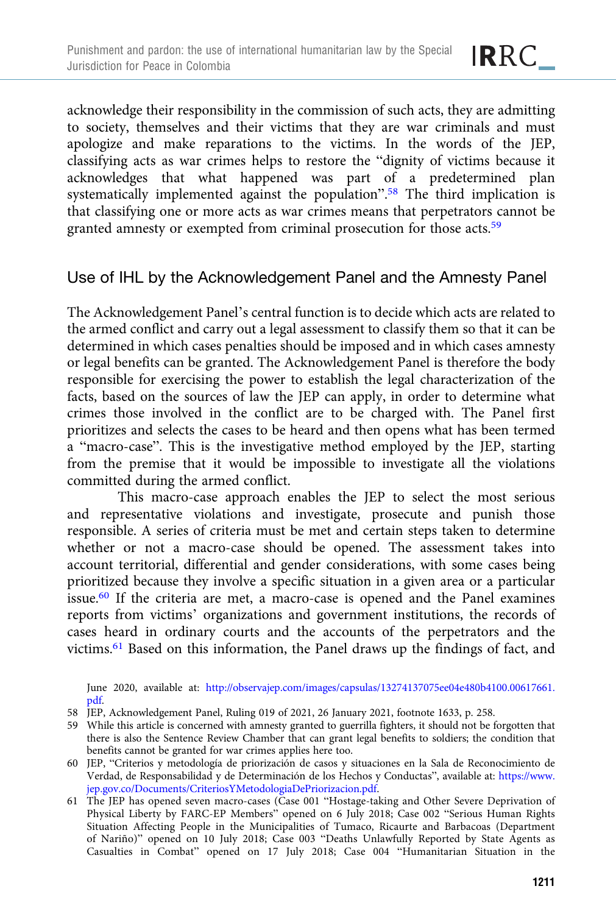acknowledge their responsibility in the commission of such acts, they are admitting to society, themselves and their victims that they are war criminals and must apologize and make reparations to the victims. In the words of the JEP, classifying acts as war crimes helps to restore the "dignity of victims because it acknowledges that what happened was part of a predetermined plan systematically implemented against the population".[58] The third implication is that classifying one or more acts as war crimes means that perpetrators cannot be granted amnesty or exempted from criminal prosecution for those acts.[59]

## Use of IHL by the Acknowledgement Panel and the Amnesty Panel

The Acknowledgement Panel's central function is to decide which acts are related to the armed conflict and carry out a legal assessment to classify them so that it can be determined in which cases penalties should be imposed and in which cases amnesty or legal benefits can be granted. The Acknowledgement Panel is therefore the body responsible for exercising the power to establish the legal characterization of the facts, based on the sources of law the JEP can apply, in order to determine what crimes those involved in the conflict are to be charged with. The Panel first prioritizes and selects the cases to be heard and then opens what has been termed a "macro-case". This is the investigative method employed by the JEP, starting from the premise that it would be impossible to investigate all the violations committed during the armed conflict.

This macro-case approach enables the JEP to select the most serious and representative violations and investigate, prosecute and punish those responsible. A series of criteria must be met and certain steps taken to determine whether or not a macro-case should be opened. The assessment takes into account territorial, differential and gender considerations, with some cases being prioritized because they involve a specific situation in a given area or a particular issue.[60] If the criteria are met, a macro-case is opened and the Panel examines reports from victims' organizations and government institutions, the records of cases heard in ordinary courts and the accounts of the perpetrators and the victims.[61] Based on this information, the Panel draws up the findings of fact, and

---

June 2020, available at: http://observajep.com/images/capsulas/13274137075ee04e480b4100.00617661.pdf.

58 JEP, Acknowledgement Panel, Ruling 019 of 2021, 26 January 2021, footnote 1633, p. 258.

59 While this article is concerned with amnesty granted to guerrilla fighters, it should not be forgotten that there is also the Sentence Review Chamber that can grant legal benefits to soldiers; the condition that benefits cannot be granted for war crimes applies here too.

60 JEP, "Criterios y metodología de priorización de casos y situaciones en la Sala de Reconocimiento de Verdad, de Responsabilidad y de Determinación de los Hechos y Conductas", available at: https://www.jep.gov.co/Documents/CriteriosYMetodologiaDePriorizacion.pdf.

61 The JEP has opened seven macro-cases (Case 001 "Hostage-taking and Other Severe Deprivation of Physical Liberty by FARC-EP Members" opened on 6 July 2018; Case 002 "Serious Human Rights Situation Affecting People in the Municipalities of Tumaco, Ricaurte and Barbacoas (Department of Nariño)" opened on 10 July 2018; Case 003 "Deaths Unlawfully Reported by State Agents as Casualties in Combat" opened on 17 July 2018; Case 004 "Humanitarian Situation in the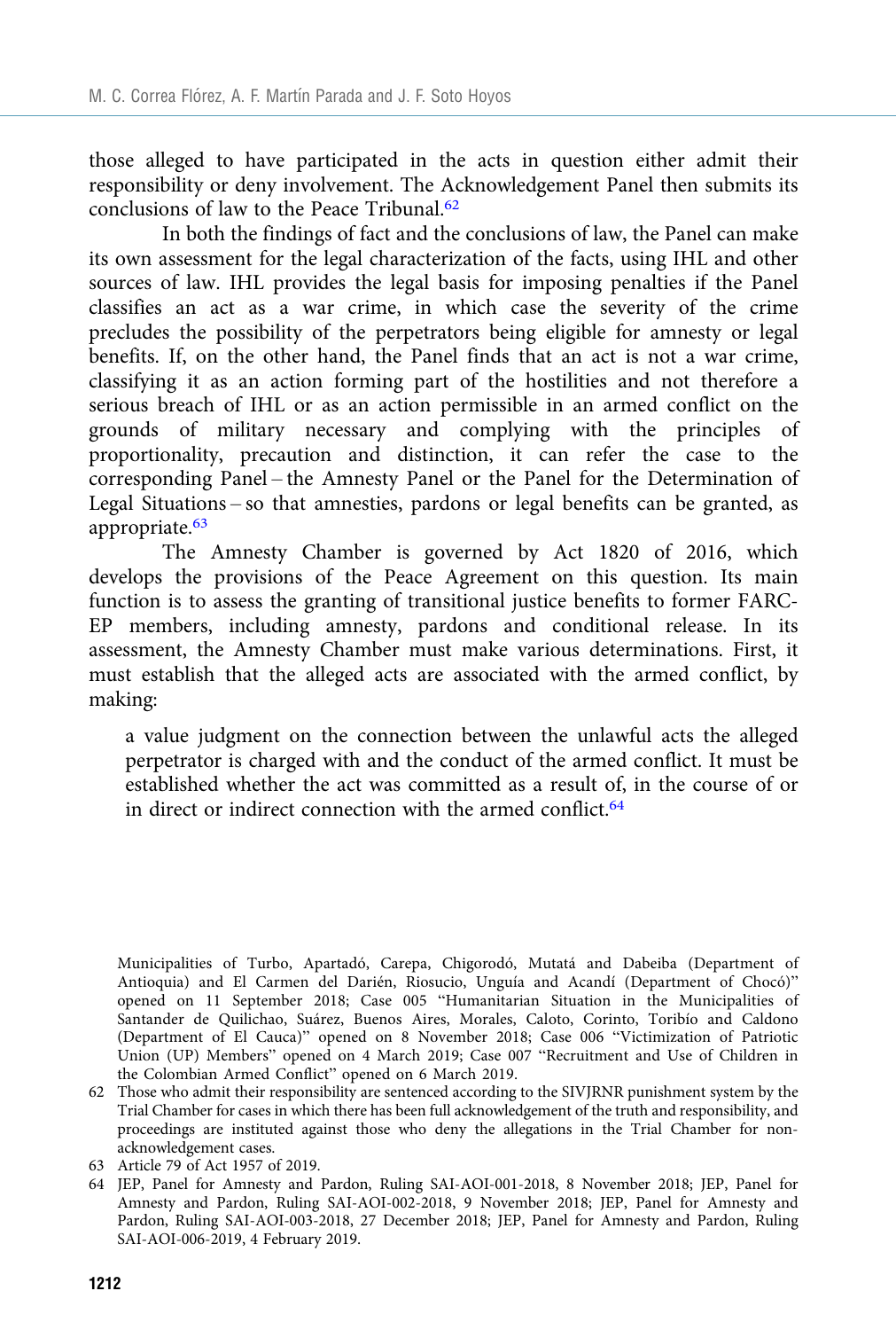those alleged to have participated in the acts in question either admit their responsibility or deny involvement. The Acknowledgement Panel then submits its conclusions of law to the Peace Tribunal.[62]

In both the findings of fact and the conclusions of law, the Panel can make its own assessment for the legal characterization of the facts, using IHL and other sources of law. IHL provides the legal basis for imposing penalties if the Panel classifies an act as a war crime, in which case the severity of the crime precludes the possibility of the perpetrators being eligible for amnesty or legal benefits. If, on the other hand, the Panel finds that an act is not a war crime, classifying it as an action forming part of the hostilities and not therefore a serious breach of IHL or as an action permissible in an armed conflict on the grounds of military necessary and complying with the principles of proportionality, precaution and distinction, it can refer the case to the corresponding Panel – the Amnesty Panel or the Panel for the Determination of Legal Situations – so that amnesties, pardons or legal benefits can be granted, as appropriate.[63]

The Amnesty Chamber is governed by Act 1820 of 2016, which develops the provisions of the Peace Agreement on this question. Its main function is to assess the granting of transitional justice benefits to former FARC-EP members, including amnesty, pardons and conditional release. In its assessment, the Amnesty Chamber must make various determinations. First, it must establish that the alleged acts are associated with the armed conflict, by making:

> a value judgment on the connection between the unlawful acts the alleged perpetrator is charged with and the conduct of the armed conflict. It must be established whether the act was committed as a result of, in the course of or in direct or indirect connection with the armed conflict.[64]

Municipalities of Turbo, Apartadó, Carepa, Chigorodó, Mutatá and Dabeiba (Department of Antioquia) and El Carmen del Darién, Riosucio, Unguía and Acandí (Department of Chocó)" opened on 11 September 2018; Case 005 "Humanitarian Situation in the Municipalities of Santander de Quilichao, Suárez, Buenos Aires, Morales, Caloto, Corinto, Toribío and Caldono (Department of El Cauca)" opened on 8 November 2018; Case 006 "Victimization of Patriotic Union (UP) Members" opened on 4 March 2019; Case 007 "Recruitment and Use of Children in the Colombian Armed Conflict" opened on 6 March 2019.

62 Those who admit their responsibility are sentenced according to the SIVJRNR punishment system by the Trial Chamber for cases in which there has been full acknowledgement of the truth and responsibility, and proceedings are instituted against those who deny the allegations in the Trial Chamber for non-acknowledgement cases.

63 Article 79 of Act 1957 of 2019.

64 JEP, Panel for Amnesty and Pardon, Ruling SAI-AOI-001-2018, 8 November 2018; JEP, Panel for Amnesty and Pardon, Ruling SAI-AOI-002-2018, 9 November 2018; JEP, Panel for Amnesty and Pardon, Ruling SAI-AOI-003-2018, 27 December 2018; JEP, Panel for Amnesty and Pardon, Ruling SAI-AOI-006-2019, 4 February 2019.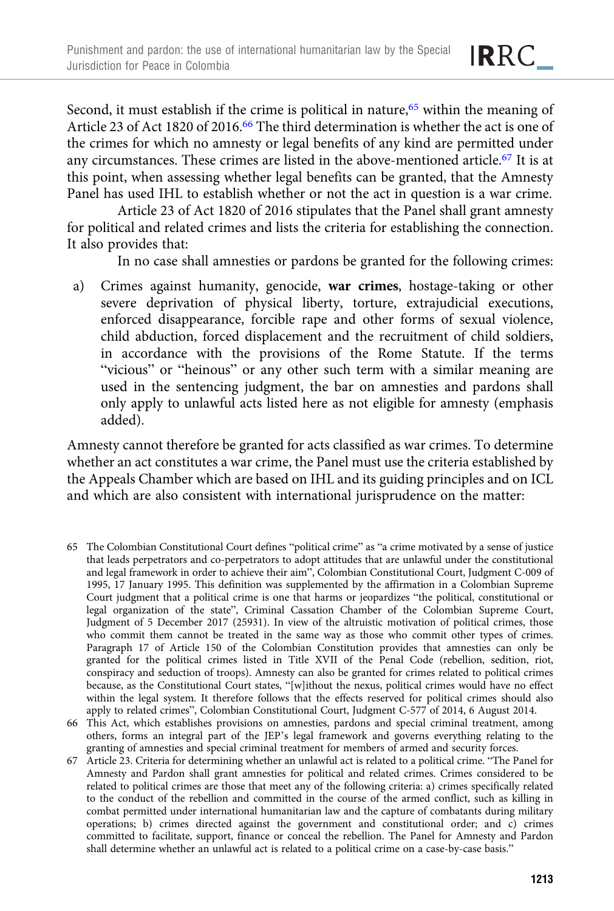Second, it must establish if the crime is political in nature,[65] within the meaning of Article 23 of Act 1820 of 2016.[66] The third determination is whether the act is one of the crimes for which no amnesty or legal benefits of any kind are permitted under any circumstances. These crimes are listed in the above-mentioned article.[67] It is at this point, when assessing whether legal benefits can be granted, that the Amnesty Panel has used IHL to establish whether or not the act in question is a war crime.

Article 23 of Act 1820 of 2016 stipulates that the Panel shall grant amnesty for political and related crimes and lists the criteria for establishing the connection. It also provides that:

> In no case shall amnesties or pardons be granted for the following crimes:
>
> a) Crimes against humanity, genocide, **war crimes**, hostage-taking or other severe deprivation of physical liberty, torture, extrajudicial executions, enforced disappearance, forcible rape and other forms of sexual violence, child abduction, forced displacement and the recruitment of child soldiers, in accordance with the provisions of the Rome Statute. If the terms "vicious" or "heinous" or any other such term with a similar meaning are used in the sentencing judgment, the bar on amnesties and pardons shall only apply to unlawful acts listed here as not eligible for amnesty (emphasis added).

Amnesty cannot therefore be granted for acts classified as war crimes. To determine whether an act constitutes a war crime, the Panel must use the criteria established by the Appeals Chamber which are based on IHL and its guiding principles and on ICL and which are also consistent with international jurisprudence on the matter:

---

65 The Colombian Constitutional Court defines "political crime" as "a crime motivated by a sense of justice that leads perpetrators and co-perpetrators to adopt attitudes that are unlawful under the constitutional and legal framework in order to achieve their aim", Colombian Constitutional Court, Judgment C-009 of 1995, 17 January 1995. This definition was supplemented by the affirmation in a Colombian Supreme Court judgment that a political crime is one that harms or jeopardizes "the political, constitutional or legal organization of the state", Criminal Cassation Chamber of the Colombian Supreme Court, Judgment of 5 December 2017 (25931). In view of the altruistic motivation of political crimes, those who commit them cannot be treated in the same way as those who commit other types of crimes. Paragraph 17 of Article 150 of the Colombian Constitution provides that amnesties can only be granted for the political crimes listed in Title XVII of the Penal Code (rebellion, sedition, riot, conspiracy and seduction of troops). Amnesty can also be granted for crimes related to political crimes because, as the Constitutional Court states, "[w]ithout the nexus, political crimes would have no effect within the legal system. It therefore follows that the effects reserved for political crimes should also apply to related crimes", Colombian Constitutional Court, Judgment C-577 of 2014, 6 August 2014.

66 This Act, which establishes provisions on amnesties, pardons and special criminal treatment, among others, forms an integral part of the JEP's legal framework and governs everything relating to the granting of amnesties and special criminal treatment for members of armed and security forces.

67 Article 23. Criteria for determining whether an unlawful act is related to a political crime. "The Panel for Amnesty and Pardon shall grant amnesties for political and related crimes. Crimes considered to be related to political crimes are those that meet any of the following criteria: a) crimes specifically related to the conduct of the rebellion and committed in the course of the armed conflict, such as killing in combat permitted under international humanitarian law and the capture of combatants during military operations; b) crimes directed against the government and constitutional order; and c) crimes committed to facilitate, support, finance or conceal the rebellion. The Panel for Amnesty and Pardon shall determine whether an unlawful act is related to a political crime on a case-by-case basis."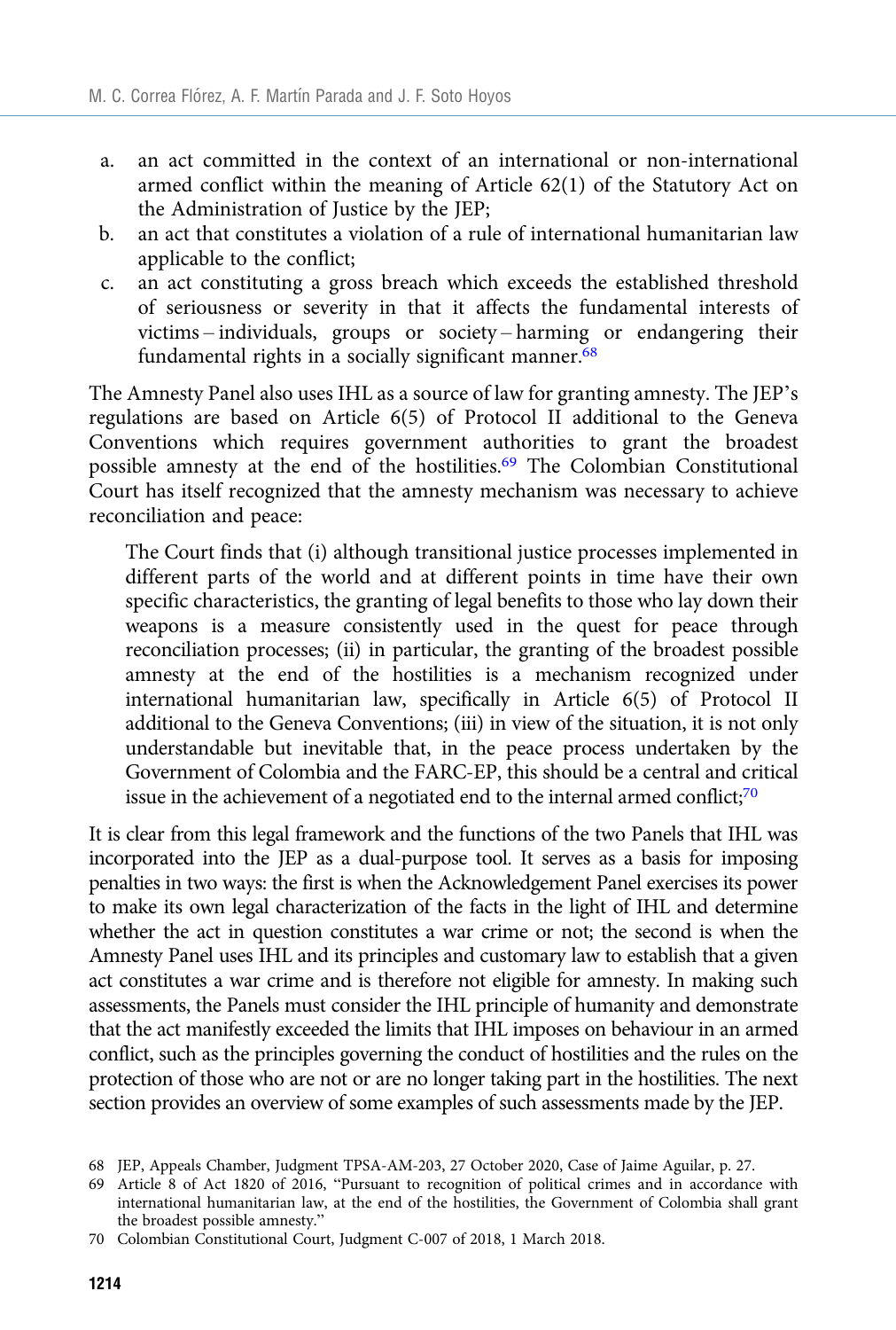a. an act committed in the context of an international or non-international armed conflict within the meaning of Article 62(1) of the Statutory Act on the Administration of Justice by the JEP;
b. an act that constitutes a violation of a rule of international humanitarian law applicable to the conflict;
c. an act constituting a gross breach which exceeds the established threshold of seriousness or severity in that it affects the fundamental interests of victims – individuals, groups or society – harming or endangering their fundamental rights in a socially significant manner.[68]

The Amnesty Panel also uses IHL as a source of law for granting amnesty. The JEP's regulations are based on Article 6(5) of Protocol II additional to the Geneva Conventions which requires government authorities to grant the broadest possible amnesty at the end of the hostilities.[69] The Colombian Constitutional Court has itself recognized that the amnesty mechanism was necessary to achieve reconciliation and peace:

> The Court finds that (i) although transitional justice processes implemented in different parts of the world and at different points in time have their own specific characteristics, the granting of legal benefits to those who lay down their weapons is a measure consistently used in the quest for peace through reconciliation processes; (ii) in particular, the granting of the broadest possible amnesty at the end of the hostilities is a mechanism recognized under international humanitarian law, specifically in Article 6(5) of Protocol II additional to the Geneva Conventions; (iii) in view of the situation, it is not only understandable but inevitable that, in the peace process undertaken by the Government of Colombia and the FARC-EP, this should be a central and critical issue in the achievement of a negotiated end to the internal armed conflict;[70]

It is clear from this legal framework and the functions of the two Panels that IHL was incorporated into the JEP as a dual-purpose tool. It serves as a basis for imposing penalties in two ways: the first is when the Acknowledgement Panel exercises its power to make its own legal characterization of the facts in the light of IHL and determine whether the act in question constitutes a war crime or not; the second is when the Amnesty Panel uses IHL and its principles and customary law to establish that a given act constitutes a war crime and is therefore not eligible for amnesty. In making such assessments, the Panels must consider the IHL principle of humanity and demonstrate that the act manifestly exceeded the limits that IHL imposes on behaviour in an armed conflict, such as the principles governing the conduct of hostilities and the rules on the protection of those who are not or are no longer taking part in the hostilities. The next section provides an overview of some examples of such assessments made by the JEP.

68 JEP, Appeals Chamber, Judgment TPSA-AM-203, 27 October 2020, Case of Jaime Aguilar, p. 27.

69 Article 8 of Act 1820 of 2016, "Pursuant to recognition of political crimes and in accordance with international humanitarian law, at the end of the hostilities, the Government of Colombia shall grant the broadest possible amnesty."

70 Colombian Constitutional Court, Judgment C-007 of 2018, 1 March 2018.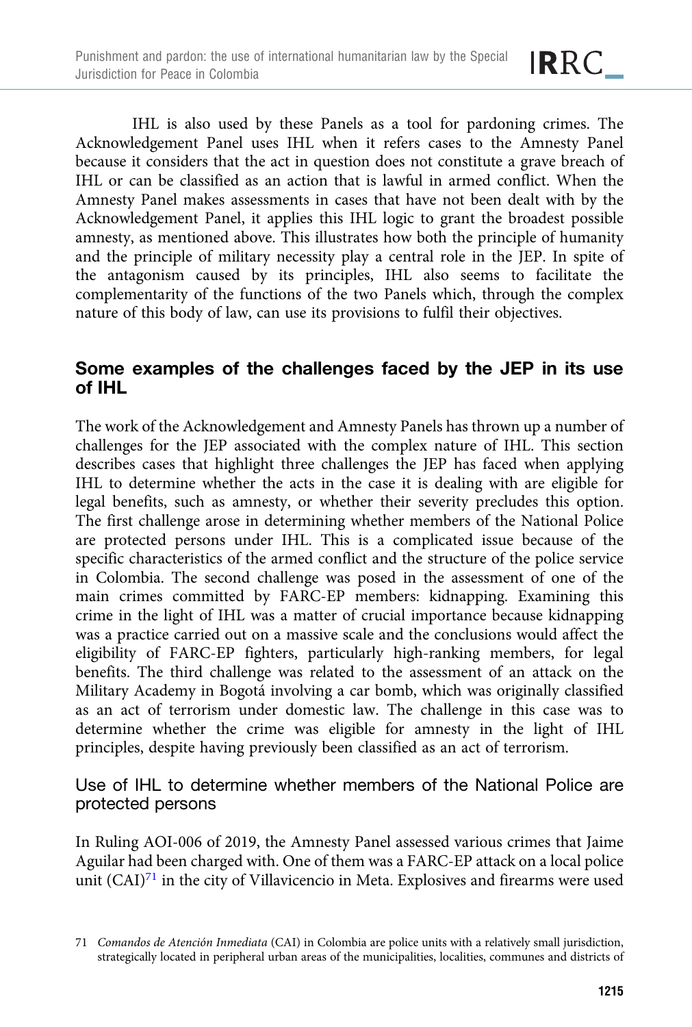IHL is also used by these Panels as a tool for pardoning crimes. The Acknowledgement Panel uses IHL when it refers cases to the Amnesty Panel because it considers that the act in question does not constitute a grave breach of IHL or can be classified as an action that is lawful in armed conflict. When the Amnesty Panel makes assessments in cases that have not been dealt with by the Acknowledgement Panel, it applies this IHL logic to grant the broadest possible amnesty, as mentioned above. This illustrates how both the principle of humanity and the principle of military necessity play a central role in the JEP. In spite of the antagonism caused by its principles, IHL also seems to facilitate the complementarity of the functions of the two Panels which, through the complex nature of this body of law, can use its provisions to fulfil their objectives.

## Some examples of the challenges faced by the JEP in its use of IHL

The work of the Acknowledgement and Amnesty Panels has thrown up a number of challenges for the JEP associated with the complex nature of IHL. This section describes cases that highlight three challenges the JEP has faced when applying IHL to determine whether the acts in the case it is dealing with are eligible for legal benefits, such as amnesty, or whether their severity precludes this option. The first challenge arose in determining whether members of the National Police are protected persons under IHL. This is a complicated issue because of the specific characteristics of the armed conflict and the structure of the police service in Colombia. The second challenge was posed in the assessment of one of the main crimes committed by FARC-EP members: kidnapping. Examining this crime in the light of IHL was a matter of crucial importance because kidnapping was a practice carried out on a massive scale and the conclusions would affect the eligibility of FARC-EP fighters, particularly high-ranking members, for legal benefits. The third challenge was related to the assessment of an attack on the Military Academy in Bogotá involving a car bomb, which was originally classified as an act of terrorism under domestic law. The challenge in this case was to determine whether the crime was eligible for amnesty in the light of IHL principles, despite having previously been classified as an act of terrorism.

### Use of IHL to determine whether members of the National Police are protected persons

In Ruling AOI-006 of 2019, the Amnesty Panel assessed various crimes that Jaime Aguilar had been charged with. One of them was a FARC-EP attack on a local police unit (CAI)[71] in the city of Villavicencio in Meta. Explosives and firearms were used

71 *Comandos de Atención Inmediata* (CAI) in Colombia are police units with a relatively small jurisdiction, strategically located in peripheral urban areas of the municipalities, localities, communes and districts of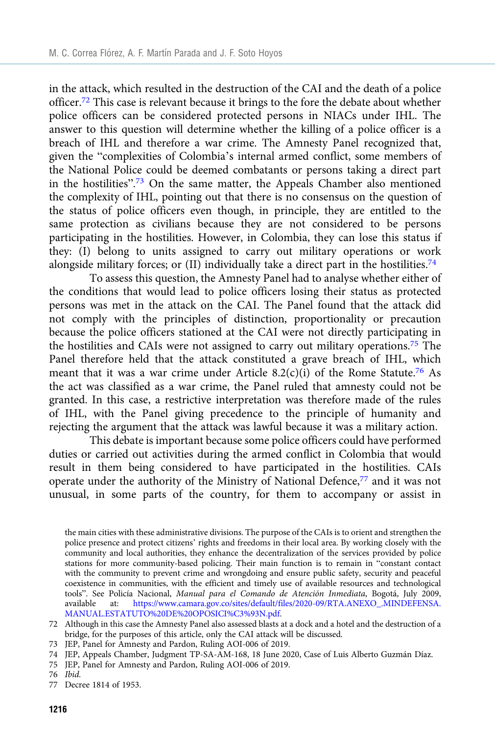in the attack, which resulted in the destruction of the CAI and the death of a police officer.[72] This case is relevant because it brings to the fore the debate about whether police officers can be considered protected persons in NIACs under IHL. The answer to this question will determine whether the killing of a police officer is a breach of IHL and therefore a war crime. The Amnesty Panel recognized that, given the "complexities of Colombia's internal armed conflict, some members of the National Police could be deemed combatants or persons taking a direct part in the hostilities".[73] On the same matter, the Appeals Chamber also mentioned the complexity of IHL, pointing out that there is no consensus on the question of the status of police officers even though, in principle, they are entitled to the same protection as civilians because they are not considered to be persons participating in the hostilities. However, in Colombia, they can lose this status if they: (I) belong to units assigned to carry out military operations or work alongside military forces; or (II) individually take a direct part in the hostilities.[74]

To assess this question, the Amnesty Panel had to analyse whether either of the conditions that would lead to police officers losing their status as protected persons was met in the attack on the CAI. The Panel found that the attack did not comply with the principles of distinction, proportionality or precaution because the police officers stationed at the CAI were not directly participating in the hostilities and CAIs were not assigned to carry out military operations.[75] The Panel therefore held that the attack constituted a grave breach of IHL, which meant that it was a war crime under Article 8.2(c)(i) of the Rome Statute.[76] As the act was classified as a war crime, the Panel ruled that amnesty could not be granted. In this case, a restrictive interpretation was therefore made of the rules of IHL, with the Panel giving precedence to the principle of humanity and rejecting the argument that the attack was lawful because it was a military action.

This debate is important because some police officers could have performed duties or carried out activities during the armed conflict in Colombia that would result in them being considered to have participated in the hostilities. CAIs operate under the authority of the Ministry of National Defence,[77] and it was not unusual, in some parts of the country, for them to accompany or assist in

---

the main cities with these administrative divisions. The purpose of the CAIs is to orient and strengthen the police presence and protect citizens' rights and freedoms in their local area. By working closely with the community and local authorities, they enhance the decentralization of the services provided by police stations for more community-based policing. Their main function is to remain in "constant contact with the community to prevent crime and wrongdoing and ensure public safety, security and peaceful coexistence in communities, with the efficient and timely use of available resources and technological tools". See Policía Nacional, *Manual para el Comando de Atención Inmediata*, Bogotá, July 2009, available at: https://www.camara.gov.co/sites/default/files/2020-09/RTA.ANEXO_.MINDEFENSA.MANUAL.ESTATUTO%20DE%20OPOSICI%C3%93N.pdf.

72 Although in this case the Amnesty Panel also assessed blasts at a dock and a hotel and the destruction of a bridge, for the purposes of this article, only the CAI attack will be discussed.

73 JEP, Panel for Amnesty and Pardon, Ruling AOI-006 of 2019.

74 JEP, Appeals Chamber, Judgment TP-SA-AM-168, 18 June 2020, Case of Luis Alberto Guzmán Díaz.

75 JEP, Panel for Amnesty and Pardon, Ruling AOI-006 of 2019.

76 *Ibid*.

77 Decree 1814 of 1953.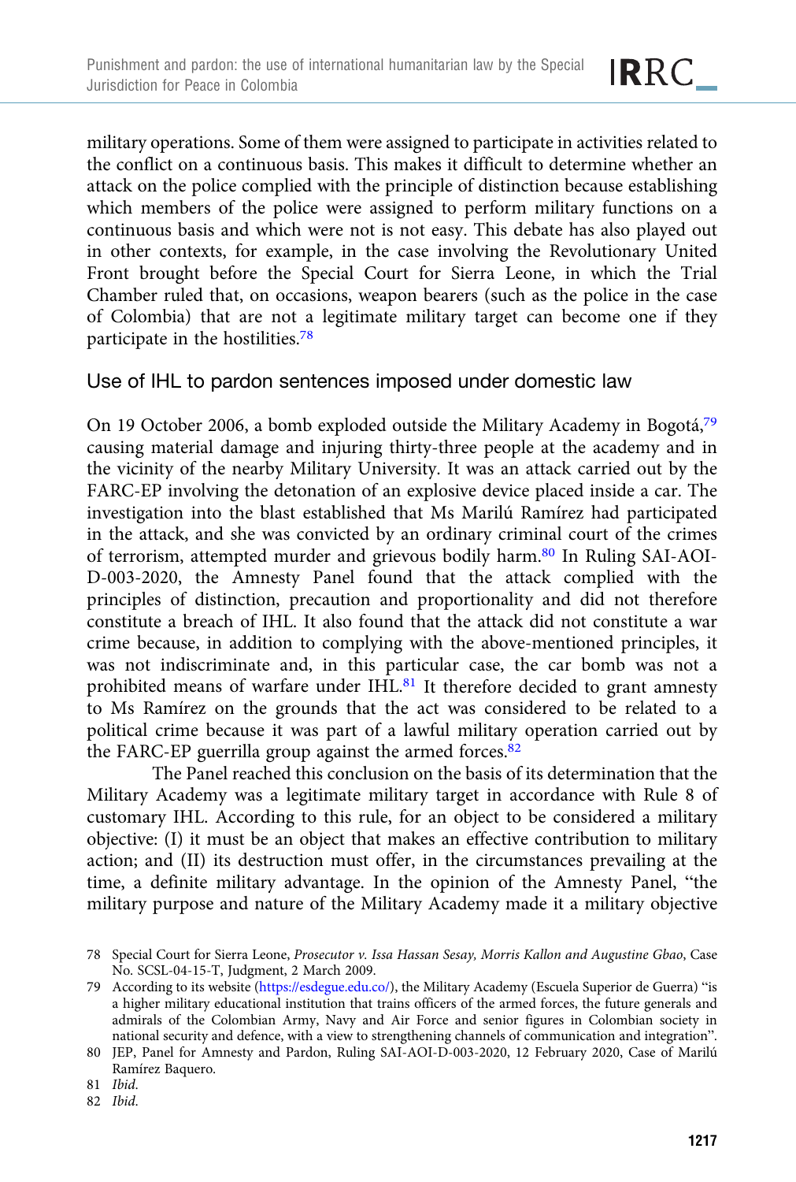military operations. Some of them were assigned to participate in activities related to the conflict on a continuous basis. This makes it difficult to determine whether an attack on the police complied with the principle of distinction because establishing which members of the police were assigned to perform military functions on a continuous basis and which were not is not easy. This debate has also played out in other contexts, for example, in the case involving the Revolutionary United Front brought before the Special Court for Sierra Leone, in which the Trial Chamber ruled that, on occasions, weapon bearers (such as the police in the case of Colombia) that are not a legitimate military target can become one if they participate in the hostilities.[78]

## Use of IHL to pardon sentences imposed under domestic law

On 19 October 2006, a bomb exploded outside the Military Academy in Bogotá,[79] causing material damage and injuring thirty-three people at the academy and in the vicinity of the nearby Military University. It was an attack carried out by the FARC-EP involving the detonation of an explosive device placed inside a car. The investigation into the blast established that Ms Marilú Ramírez had participated in the attack, and she was convicted by an ordinary criminal court of the crimes of terrorism, attempted murder and grievous bodily harm.[80] In Ruling SAI-AOI-D-003-2020, the Amnesty Panel found that the attack complied with the principles of distinction, precaution and proportionality and did not therefore constitute a breach of IHL. It also found that the attack did not constitute a war crime because, in addition to complying with the above-mentioned principles, it was not indiscriminate and, in this particular case, the car bomb was not a prohibited means of warfare under IHL.[81] It therefore decided to grant amnesty to Ms Ramírez on the grounds that the act was considered to be related to a political crime because it was part of a lawful military operation carried out by the FARC-EP guerrilla group against the armed forces.[82]

The Panel reached this conclusion on the basis of its determination that the Military Academy was a legitimate military target in accordance with Rule 8 of customary IHL. According to this rule, for an object to be considered a military objective: (I) it must be an object that makes an effective contribution to military action; and (II) its destruction must offer, in the circumstances prevailing at the time, a definite military advantage. In the opinion of the Amnesty Panel, "the military purpose and nature of the Military Academy made it a military objective

78 Special Court for Sierra Leone, *Prosecutor v. Issa Hassan Sesay, Morris Kallon and Augustine Gbao*, Case No. SCSL-04-15-T, Judgment, 2 March 2009.

79 According to its website (https://esdegue.edu.co/), the Military Academy (Escuela Superior de Guerra) "is a higher military educational institution that trains officers of the armed forces, the future generals and admirals of the Colombian Army, Navy and Air Force and senior figures in Colombian society in national security and defence, with a view to strengthening channels of communication and integration".

80 JEP, Panel for Amnesty and Pardon, Ruling SAI-AOI-D-003-2020, 12 February 2020, Case of Marilú Ramírez Baquero.

81 *Ibid.*

82 *Ibid.*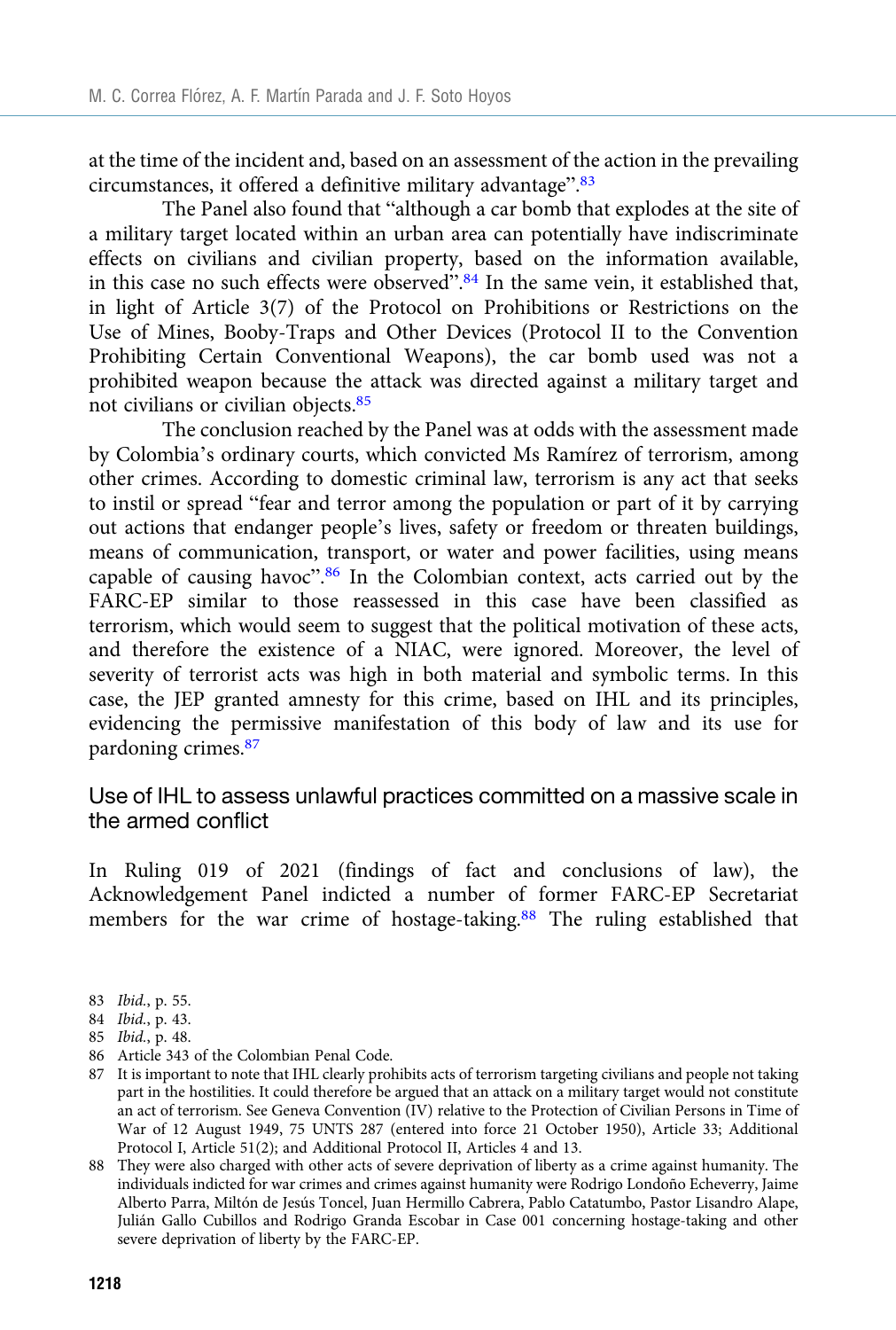at the time of the incident and, based on an assessment of the action in the prevailing circumstances, it offered a definitive military advantage".[83]

The Panel also found that "although a car bomb that explodes at the site of a military target located within an urban area can potentially have indiscriminate effects on civilians and civilian property, based on the information available, in this case no such effects were observed".[84] In the same vein, it established that, in light of Article 3(7) of the Protocol on Prohibitions or Restrictions on the Use of Mines, Booby-Traps and Other Devices (Protocol II to the Convention Prohibiting Certain Conventional Weapons), the car bomb used was not a prohibited weapon because the attack was directed against a military target and not civilians or civilian objects.[85]

The conclusion reached by the Panel was at odds with the assessment made by Colombia's ordinary courts, which convicted Ms Ramírez of terrorism, among other crimes. According to domestic criminal law, terrorism is any act that seeks to instil or spread "fear and terror among the population or part of it by carrying out actions that endanger people's lives, safety or freedom or threaten buildings, means of communication, transport, or water and power facilities, using means capable of causing havoc".[86] In the Colombian context, acts carried out by the FARC-EP similar to those reassessed in this case have been classified as terrorism, which would seem to suggest that the political motivation of these acts, and therefore the existence of a NIAC, were ignored. Moreover, the level of severity of terrorist acts was high in both material and symbolic terms. In this case, the JEP granted amnesty for this crime, based on IHL and its principles, evidencing the permissive manifestation of this body of law and its use for pardoning crimes.[87]

## Use of IHL to assess unlawful practices committed on a massive scale in the armed conflict

In Ruling 019 of 2021 (findings of fact and conclusions of law), the Acknowledgement Panel indicted a number of former FARC-EP Secretariat members for the war crime of hostage-taking.[88] The ruling established that

83 *Ibid.*, p. 55.

84 *Ibid.*, p. 43.

85 *Ibid.*, p. 48.

86 Article 343 of the Colombian Penal Code.

87 It is important to note that IHL clearly prohibits acts of terrorism targeting civilians and people not taking part in the hostilities. It could therefore be argued that an attack on a military target would not constitute an act of terrorism. See Geneva Convention (IV) relative to the Protection of Civilian Persons in Time of War of 12 August 1949, 75 UNTS 287 (entered into force 21 October 1950), Article 33; Additional Protocol I, Article 51(2); and Additional Protocol II, Articles 4 and 13.

88 They were also charged with other acts of severe deprivation of liberty as a crime against humanity. The individuals indicted for war crimes and crimes against humanity were Rodrigo Londoño Echeverry, Jaime Alberto Parra, Miltón de Jesús Toncel, Juan Hermillo Cabrera, Pablo Catatumbo, Pastor Lisandro Alape, Julián Gallo Cubillos and Rodrigo Granda Escobar in Case 001 concerning hostage-taking and other severe deprivation of liberty by the FARC-EP.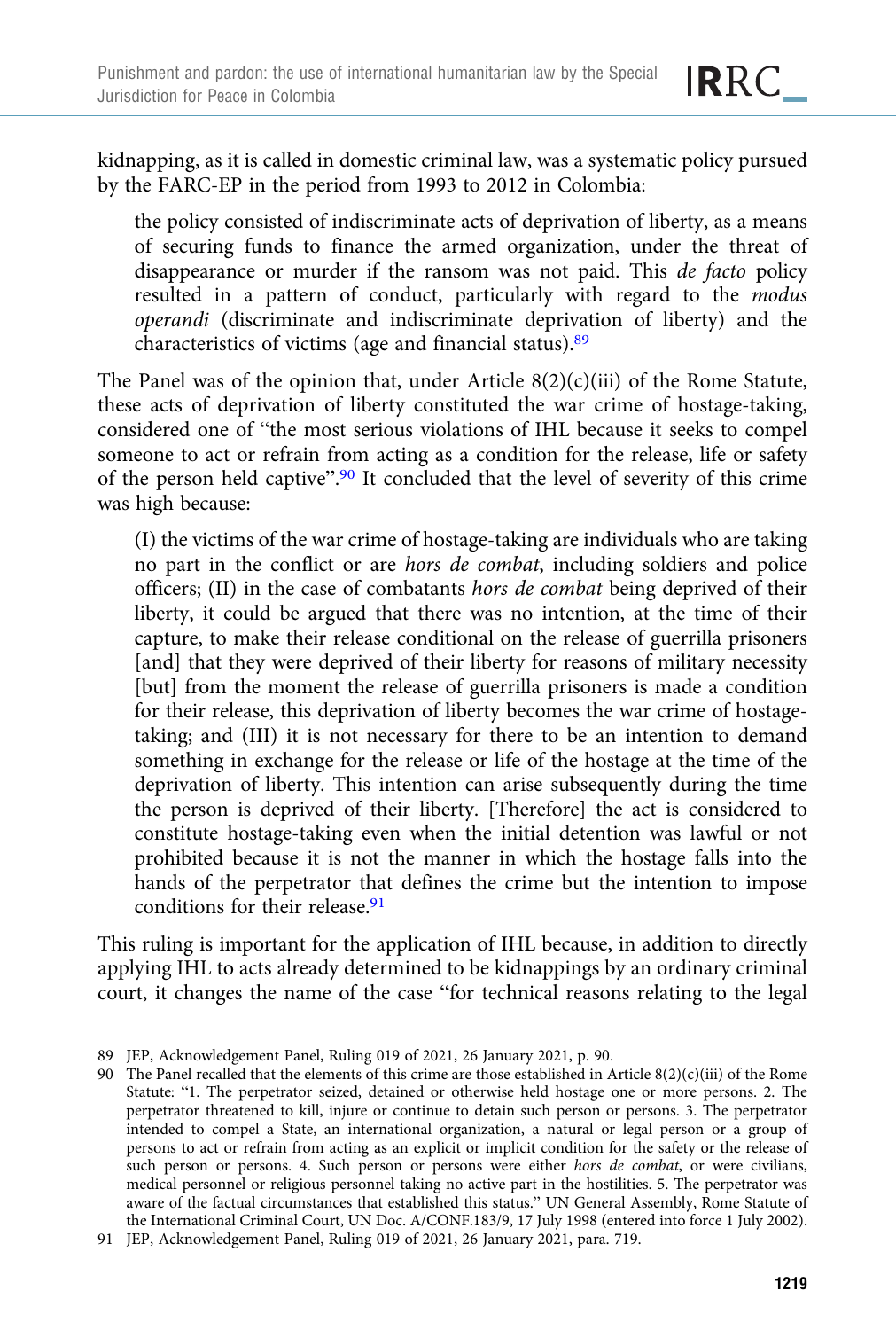kidnapping, as it is called in domestic criminal law, was a systematic policy pursued by the FARC-EP in the period from 1993 to 2012 in Colombia:

> the policy consisted of indiscriminate acts of deprivation of liberty, as a means of securing funds to finance the armed organization, under the threat of disappearance or murder if the ransom was not paid. This *de facto* policy resulted in a pattern of conduct, particularly with regard to the *modus operandi* (discriminate and indiscriminate deprivation of liberty) and the characteristics of victims (age and financial status).[89]

The Panel was of the opinion that, under Article 8(2)(c)(iii) of the Rome Statute, these acts of deprivation of liberty constituted the war crime of hostage-taking, considered one of "the most serious violations of IHL because it seeks to compel someone to act or refrain from acting as a condition for the release, life or safety of the person held captive".[90] It concluded that the level of severity of this crime was high because:

> (I) the victims of the war crime of hostage-taking are individuals who are taking no part in the conflict or are *hors de combat*, including soldiers and police officers; (II) in the case of combatants *hors de combat* being deprived of their liberty, it could be argued that there was no intention, at the time of their capture, to make their release conditional on the release of guerrilla prisoners [and] that they were deprived of their liberty for reasons of military necessity [but] from the moment the release of guerrilla prisoners is made a condition for their release, this deprivation of liberty becomes the war crime of hostage-taking; and (III) it is not necessary for there to be an intention to demand something in exchange for the release or life of the hostage at the time of the deprivation of liberty. This intention can arise subsequently during the time the person is deprived of their liberty. [Therefore] the act is considered to constitute hostage-taking even when the initial detention was lawful or not prohibited because it is not the manner in which the hostage falls into the hands of the perpetrator that defines the crime but the intention to impose conditions for their release.[91]

This ruling is important for the application of IHL because, in addition to directly applying IHL to acts already determined to be kidnappings by an ordinary criminal court, it changes the name of the case "for technical reasons relating to the legal

---

89 JEP, Acknowledgement Panel, Ruling 019 of 2021, 26 January 2021, p. 90.

90 The Panel recalled that the elements of this crime are those established in Article 8(2)(c)(iii) of the Rome Statute: "1. The perpetrator seized, detained or otherwise held hostage one or more persons. 2. The perpetrator threatened to kill, injure or continue to detain such person or persons. 3. The perpetrator intended to compel a State, an international organization, a natural or legal person or a group of persons to act or refrain from acting as an explicit or implicit condition for the safety or the release of such person or persons. 4. Such person or persons were either *hors de combat*, or were civilians, medical personnel or religious personnel taking no active part in the hostilities. 5. The perpetrator was aware of the factual circumstances that established this status." UN General Assembly, Rome Statute of the International Criminal Court, UN Doc. A/CONF.183/9, 17 July 1998 (entered into force 1 July 2002).

91 JEP, Acknowledgement Panel, Ruling 019 of 2021, 26 January 2021, para. 719.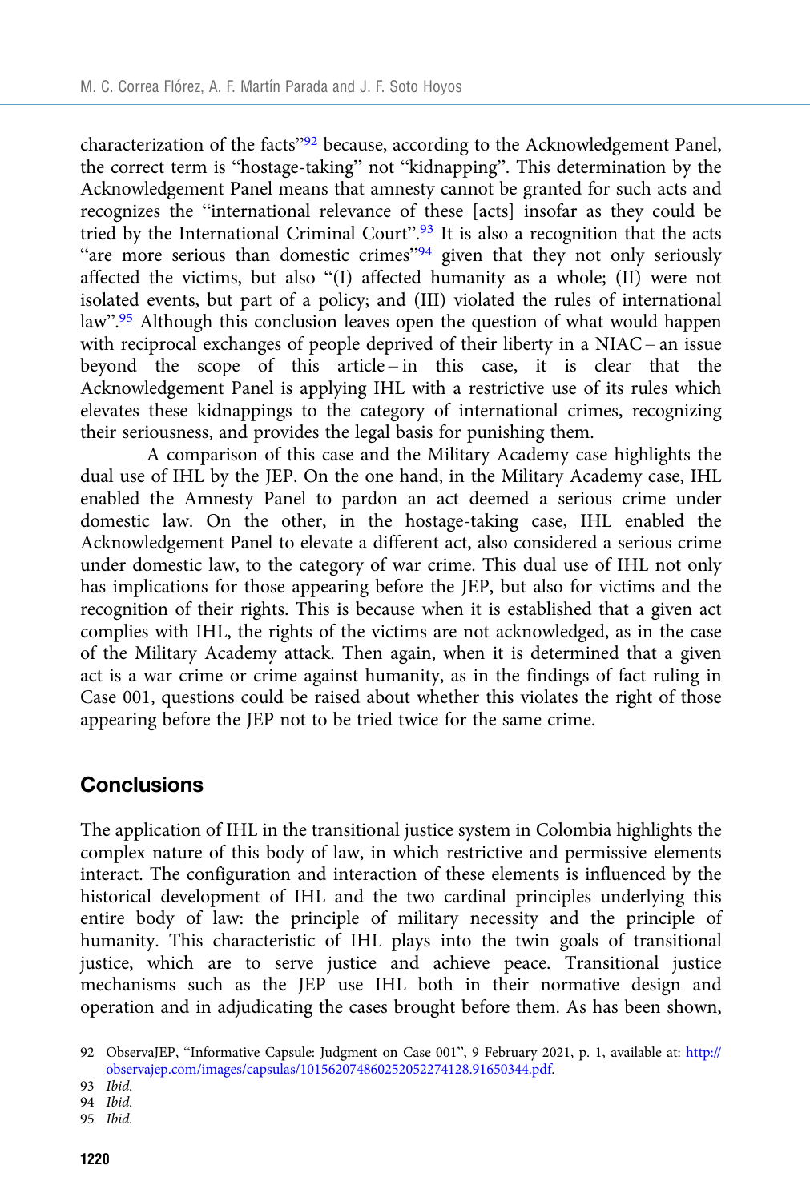characterization of the facts"[92] because, according to the Acknowledgement Panel, the correct term is "hostage-taking" not "kidnapping". This determination by the Acknowledgement Panel means that amnesty cannot be granted for such acts and recognizes the "international relevance of these [acts] insofar as they could be tried by the International Criminal Court".[93] It is also a recognition that the acts "are more serious than domestic crimes"[94] given that they not only seriously affected the victims, but also "(I) affected humanity as a whole; (II) were not isolated events, but part of a policy; and (III) violated the rules of international law".[95] Although this conclusion leaves open the question of what would happen with reciprocal exchanges of people deprived of their liberty in a NIAC – an issue beyond the scope of this article – in this case, it is clear that the Acknowledgement Panel is applying IHL with a restrictive use of its rules which elevates these kidnappings to the category of international crimes, recognizing their seriousness, and provides the legal basis for punishing them.

A comparison of this case and the Military Academy case highlights the dual use of IHL by the JEP. On the one hand, in the Military Academy case, IHL enabled the Amnesty Panel to pardon an act deemed a serious crime under domestic law. On the other, in the hostage-taking case, IHL enabled the Acknowledgement Panel to elevate a different act, also considered a serious crime under domestic law, to the category of war crime. This dual use of IHL not only has implications for those appearing before the JEP, but also for victims and the recognition of their rights. This is because when it is established that a given act complies with IHL, the rights of the victims are not acknowledged, as in the case of the Military Academy attack. Then again, when it is determined that a given act is a war crime or crime against humanity, as in the findings of fact ruling in Case 001, questions could be raised about whether this violates the right of those appearing before the JEP not to be tried twice for the same crime.

## Conclusions

The application of IHL in the transitional justice system in Colombia highlights the complex nature of this body of law, in which restrictive and permissive elements interact. The configuration and interaction of these elements is influenced by the historical development of IHL and the two cardinal principles underlying this entire body of law: the principle of military necessity and the principle of humanity. This characteristic of IHL plays into the twin goals of transitional justice, which are to serve justice and achieve peace. Transitional justice mechanisms such as the JEP use IHL both in their normative design and operation and in adjudicating the cases brought before them. As has been shown,

92 ObservaJEP, "Informative Capsule: Judgment on Case 001", 9 February 2021, p. 1, available at: http://observajep.com/images/capsulas/101562074860252052274128.91650344.pdf.

93 *Ibid.*

94 *Ibid.*

95 *Ibid.*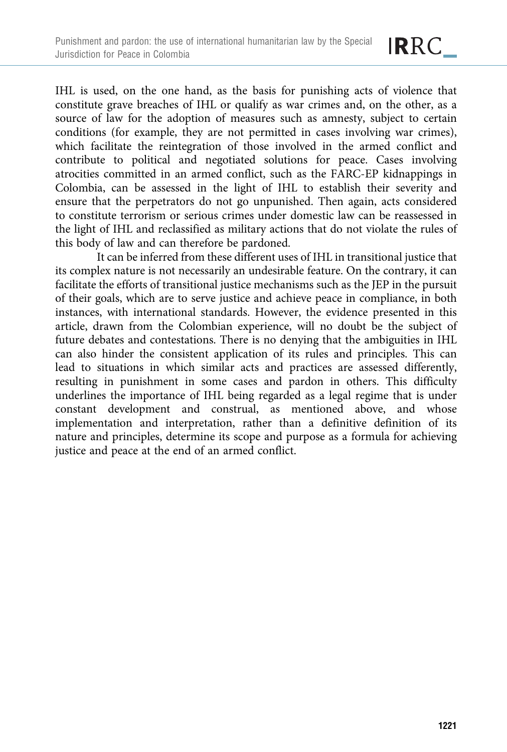IHL is used, on the one hand, as the basis for punishing acts of violence that constitute grave breaches of IHL or qualify as war crimes and, on the other, as a source of law for the adoption of measures such as amnesty, subject to certain conditions (for example, they are not permitted in cases involving war crimes), which facilitate the reintegration of those involved in the armed conflict and contribute to political and negotiated solutions for peace. Cases involving atrocities committed in an armed conflict, such as the FARC-EP kidnappings in Colombia, can be assessed in the light of IHL to establish their severity and ensure that the perpetrators do not go unpunished. Then again, acts considered to constitute terrorism or serious crimes under domestic law can be reassessed in the light of IHL and reclassified as military actions that do not violate the rules of this body of law and can therefore be pardoned.

It can be inferred from these different uses of IHL in transitional justice that its complex nature is not necessarily an undesirable feature. On the contrary, it can facilitate the efforts of transitional justice mechanisms such as the JEP in the pursuit of their goals, which are to serve justice and achieve peace in compliance, in both instances, with international standards. However, the evidence presented in this article, drawn from the Colombian experience, will no doubt be the subject of future debates and contestations. There is no denying that the ambiguities in IHL can also hinder the consistent application of its rules and principles. This can lead to situations in which similar acts and practices are assessed differently, resulting in punishment in some cases and pardon in others. This difficulty underlines the importance of IHL being regarded as a legal regime that is under constant development and construal, as mentioned above, and whose implementation and interpretation, rather than a definitive definition of its nature and principles, determine its scope and purpose as a formula for achieving justice and peace at the end of an armed conflict.